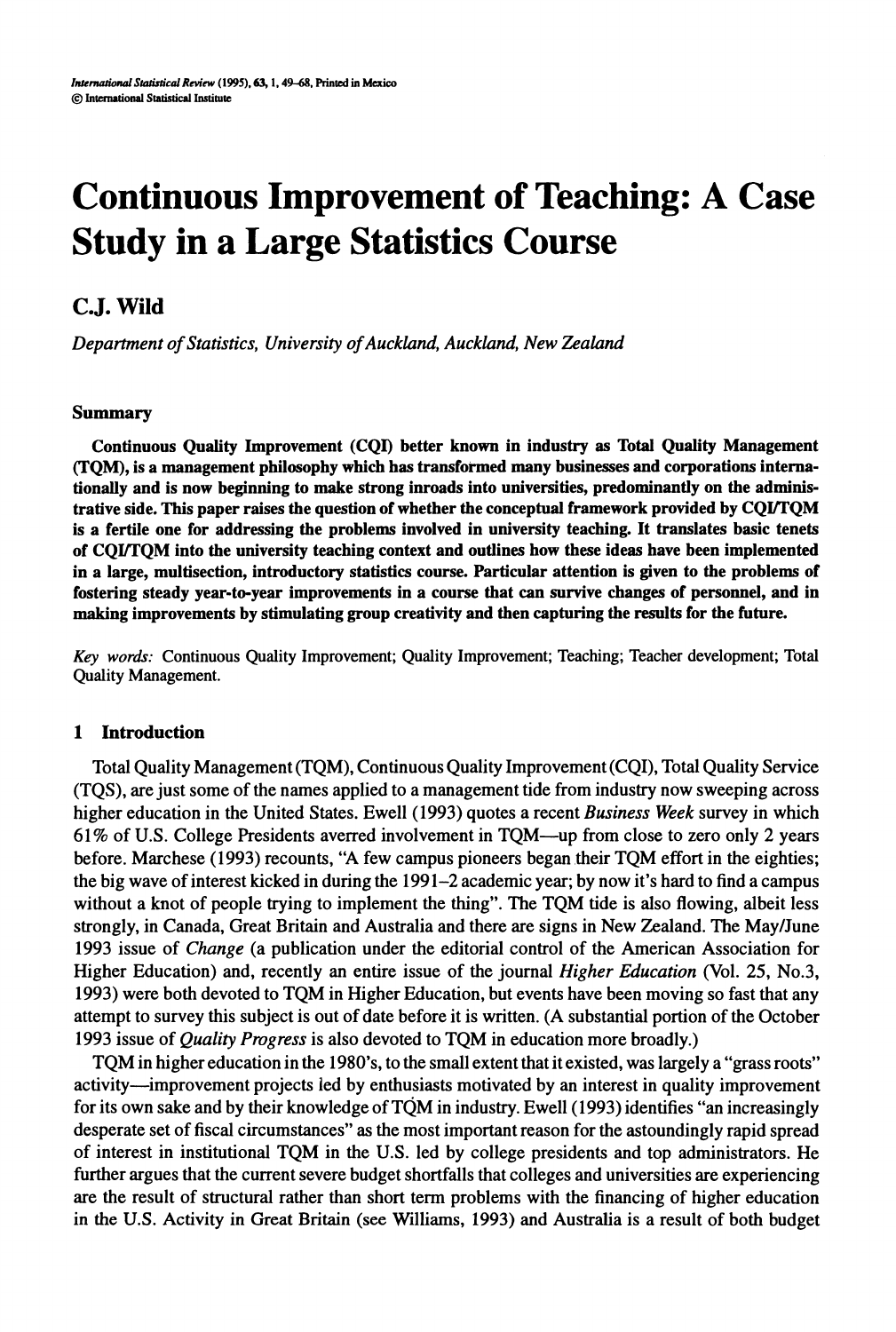# Continuous Improvement of Teaching: A Case Study in a Large Statistics Course

## C.J. Wild

*Department of Statistics, University of Auckland, Auckland, New Zealand*

### Summary

**Continuous Quality Improvement (CQI) better known in industry as Total Quality Management (TQM), is a management philosophy which has transformed many businesses and corporations internationally and is now beginning to make strong inroads into universities, predominantly on the administrative side. This paper raises the question of whether the conceptual framework provided by CQI/TQM is a fertile one for addressing the problems involved in university teaching. It translates basic tenets of CQI/TQM into the university teaching context and outlines how these ideas have been implemented in a large, multisection, introductory statistics course. Particular attention is given to the problems of fostering steady year-to-year improvements in a course that can survive changes of personnel, and in making improvements by stimulating group creativity and then capturing the results for the future.**

*Key words:* Continuous Quality Improvement; Quality Improvement; Teaching; Teacher development; Total Quality Management.

## 1 Introduction

Total Quality Management (TQM), Continuous Quality Improvement (CQI), Total Quality Service (TQS), are just some of the names applied to a management tide from industry now sweeping across higher education in the United States. Ewell (1993) quotes a recent *Business Week* survey in which 61% of U.S. College Presidents averred involvement in TQM—up from close to zero only 2 years before. Marchese (1993) recounts, "A few campus pioneers began their TQM effort in the eighties; the big wave of interest kicked in during the 1991–2 academic year; by now it's hard to find a campus without a knot of people trying to implement the thing". The TQM tide is also flowing, albeit less strongly, in Canada, Great Britain and Australia and there are signs in New Zealand. The May/June 1993 issue of *Change* (a publication under the editorial control of the American Association for Higher Education) and, recently an entire issue of the journal *Higher Education* (Vol. 25, No.3, 1993) were both devoted to TQM in Higher Education, but events have been moving so fast that any attempt to survey this subject is out of date before it is written. (A substantial portion of the October 1993 issue of *Quality Progress* is also devoted to TQM in education more broadly.)

TQM in higher education in the 1980's, to the small extent that it existed, was largely a "grass roots" activity—improvement projects led by enthusiasts motivated by an interest in quality improvement for its own sake and by their knowledge of TQM in industry. Ewell (1993) identifies "an increasingly desperate set of fiscal circumstances" as the most important reason for the astoundingly rapid spread of interest in institutional TQM in the U.S. led by college presidents and top administrators. He further argues that the current severe budget shortfalls that colleges and universities are experiencing are the result of structural rather than short term problems with the financing of higher education in the U.S. Activity in Great Britain (see Williams, 1993) and Australia is a result of both budget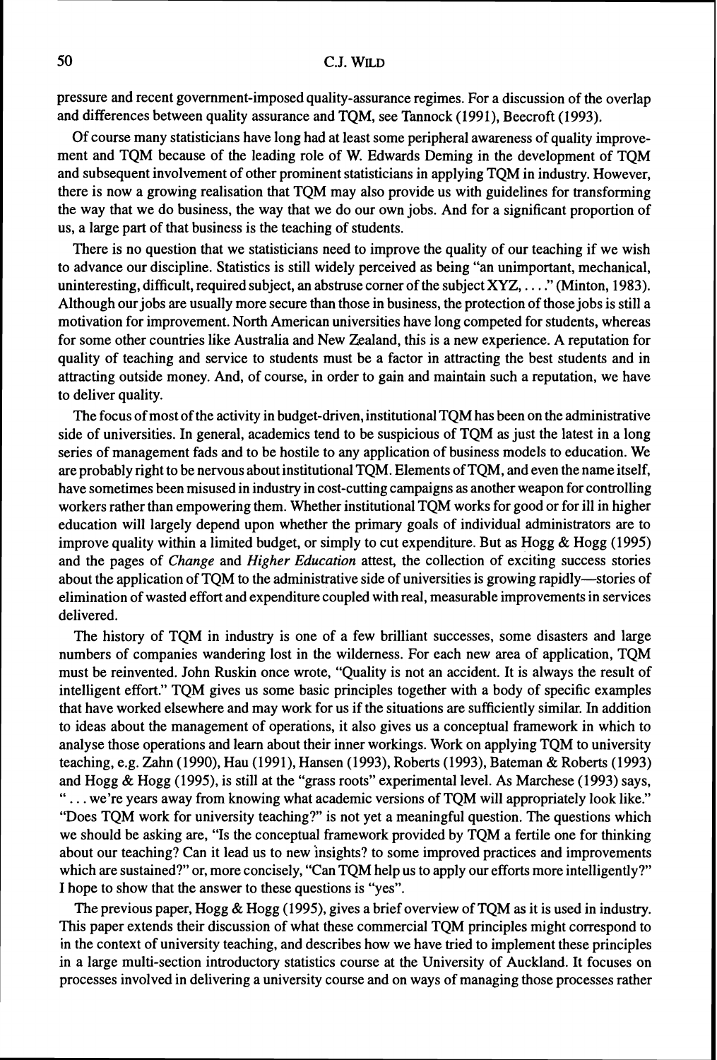pressure and recent government-imposed quality-assurance regimes. For a discussion of the overlap and differences between quality assurance and TQM, see Tannock (1991), Beecroft (1993).

Of course many statisticians have long had at least some peripheral awareness of quality improvement and TQM because of the leading role of W. Edwards Deming in the development of TQM and subsequent involvement of other prominent statisticians in applying TQM in industry. However, there is now a growing realisation that TQM may also provide us with guidelines for transforming the way that we do business, the way that we do our own jobs. And for a significant proportion of us, a large part of that business is the teaching of students.

There is no question that we statisticians need to improve the quality of our teaching if we wish to advance our discipline. Statistics is still widely perceived as being "an unimportant, mechanical, uninteresting, difficult, required subject, an abstruse corner of the subject XYZ, . . . ." (Minton, 1983). Although our jobs are usually more secure than those in business, the protection of those jobs is still a motivation for improvement. North American universities have long competed for students, whereas for some other countries like Australia and New Zealand, this is a new experience. A reputation for quality of teaching and service to students must be a factor in attracting the best students and in attracting outside money. And, of course, in order to gain and maintain such a reputation, we have to deliver quality.

The focus of most of the activity in budget-driven, institutional TQM has been on the administrative side of universities. In general, academics tend to be suspicious of TQM as just the latest in a long series of management fads and to be hostile to any application of business models to education. We are probably right to be nervous about institutional TQM. Elements of TQM, and even the name itself, have sometimes been misused in industry in cost-cutting campaigns as another weapon for controlling workers rather than empowering them. Whether institutional TQM works for good or for ill in higher education will largely depend upon whether the primary goals of individual administrators are to improve quality within a limited budget, or simply to cut expenditure. But as Hogg & Hogg (1995) and the pages of *Change* and *Higher Education* attest, the collection of exciting success stories about the application of TQM to the administrative side of universities is growing rapidly—stories of elimination of wasted effort and expenditure coupled with real, measurable improvements in services delivered.

The history of TQM in industry is one of a few brilliant successes, some disasters and large numbers of companies wandering lost in the wilderness. For each new area of application, TQM must be reinvented. John Ruskin once wrote, "Quality is not an accident. It is always the result of intelligent effort." TQM gives us some basic principles together with a body of specific examples that have worked elsewhere and may work for us if the situations are sufficiently similar. In addition to ideas about the management of operations, it also gives us a conceptual framework in which to analyse those operations and learn about their inner workings. Work on applying TQM to university teaching, e.g. Zahn (1990), Hau (1991), Hansen (1993), Roberts (1993), Bateman & Roberts (1993) and Hogg & Hogg (1995), is still at the "grass roots" experimental level. As Marchese (1993) says, ". . . we're years away from knowing what academic versions of TQM will appropriately look like." "Does TQM work for university teaching?" is not yet a meaningful question. The questions which we should be asking are, "Is the conceptual framework provided by TQM a fertile one for thinking about our teaching? Can it lead us to new insights? to some improved practices and improvements which are sustained?" or, more concisely, "Can TQM help us to apply our efforts more intelligently?" I hope to show that the answer to these questions is "yes".

The previous paper, Hogg & Hogg (1995), gives a brief overview of TQM as it is used in industry. This paper extends their discussion of what these commercial TQM principles might correspond to in the context of university teaching, and describes how we have tried to implement these principles in a large multi-section introductory statistics course at the University of Auckland. It focuses on processes involved in delivering a university course and on ways of managing those processes rather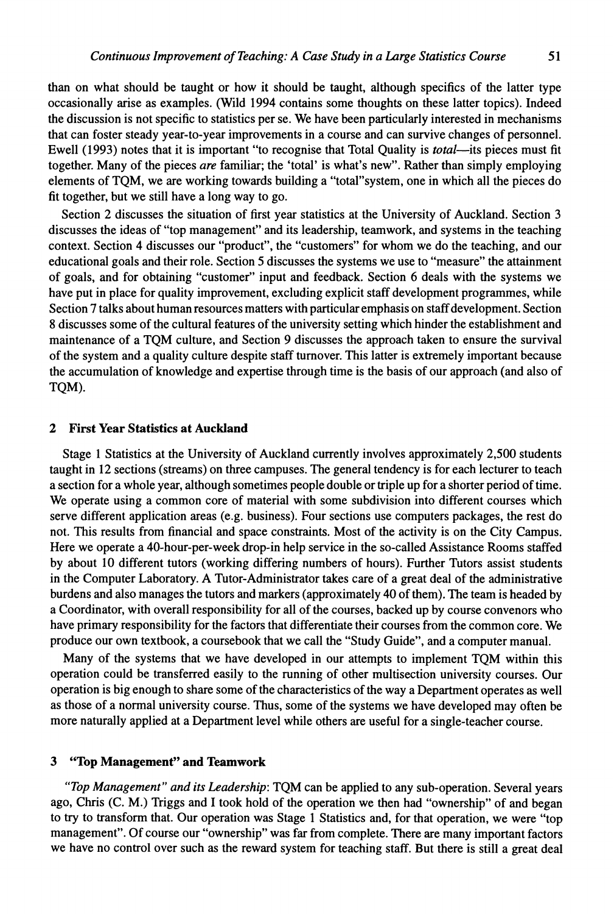than on what should be taught or how it should be taught, although specifics of the latter type occasionally arise as examples. (Wild 1994 contains some thoughts on these latter topics). Indeed the discussion is not specific to statistics per se. We have been particularly interested in mechanisms that can foster steady year-to-year improvements in a course and can survive changes of personnel. Ewell (1993) notes that it is important "to recognise that Total Quality is *total*—its pieces must fit together. Many of the pieces *are* familiar; the 'total' is what's new". Rather than simply employing elements of TQM, we are working towards building a "total"system, one in which all the pieces do fit together, but we still have a long way to go.

Section 2 discusses the situation of first year statistics at the University of Auckland. Section 3 discusses the ideas of "top management" and its leadership, teamwork, and systems in the teaching context. Section 4 discusses our "product", the "customers" for whom we do the teaching, and our educational goals and their role. Section 5 discusses the systems we use to "measure" the attainment of goals, and for obtaining "customer" input and feedback. Section 6 deals with the systems we have put in place for quality improvement, excluding explicit staff development programmes, while Section 7 talks about human resources matters with particular emphasis on staff development. Section 8 discusses some of the cultural features of the university setting which hinder the establishment and maintenance of a TQM culture, and Section 9 discusses the approach taken to ensure the survival of the system and a quality culture despite staff turnover. This latter is extremely important because the accumulation of knowledge and expertise through time is the basis of our approach (and also of TQM).

## 2 First Year Statistics at Auckland

Stage 1 Statistics at the University of Auckland currently involves approximately 2,500 students taught in 12 sections (streams) on three campuses. The general tendency is for each lecturer to teach a section for a whole year, although sometimes people double or triple up for a shorter period of time. We operate using a common core of material with some subdivision into different courses which serve different application areas (e.g. business). Four sections use computers packages, the rest do not. This results from financial and space constraints. Most of the activity is on the City Campus. Here we operate a 40-hour-per-week drop-in help service in the so-called Assistance Rooms staffed by about 10 different tutors (working differing numbers of hours). Further Tutors assist students in the Computer Laboratory. A Tutor-Administrator takes care of a great deal of the administrative burdens and also manages the tutors and markers (approximately 40 of them). The team is headed by a Coordinator, with overall responsibility for all of the courses, backed up by course convenors who have primary responsibility for the factors that differentiate their courses from the common core. We produce our own textbook, a coursebook that we call the "Study Guide", and a computer manual.

Many of the systems that we have developed in our attempts to implement TQM within this operation could be transferred easily to the running of other multisection university courses. Our operation is big enough to share some of the characteristics of the way a Department operates as well as those of a normal university course. Thus, some of the systems we have developed may often be more naturally applied at a Department level while others are useful for a single-teacher course.

## 3 "Top Management" and Teamwork

*"Top Management" and its Leadership*: TQM can be applied to any sub-operation. Several years ago, Chris (C. M.) Triggs and I took hold of the operation we then had "ownership" of and began to try to transform that. Our operation was Stage 1 Statistics and, for that operation, we were "top management". Of course our "ownership" was far from complete. There are many important factors we have no control over such as the reward system for teaching staff. But there is still a great deal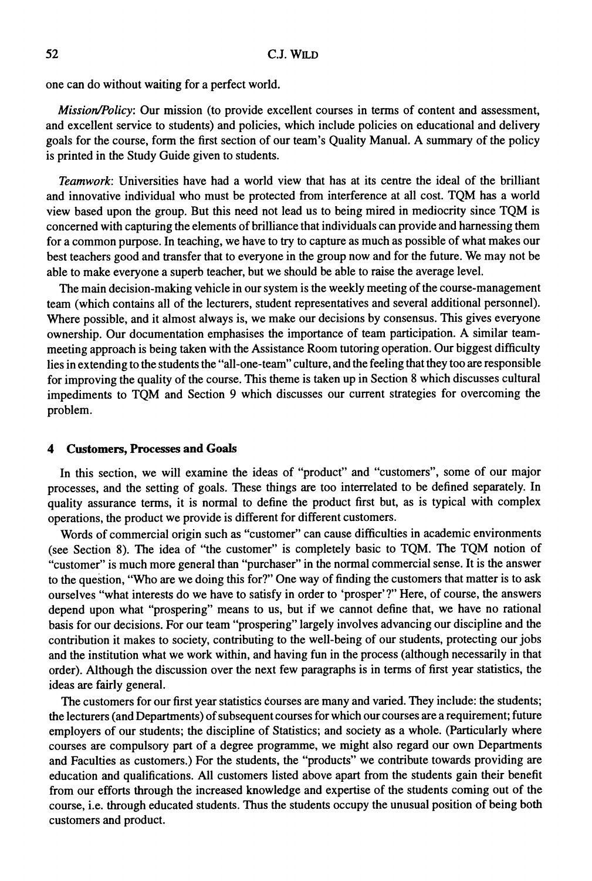one can do without waiting for a perfect world.

*Mission/Policy*: Our mission (to provide excellent courses in terms of content and assessment, and excellent service to students) and policies, which include policies on educational and delivery goals for the course, form the first section of our team's Quality Manual. A summary of the policy is printed in the Study Guide given to students.

*Teamwork*: Universities have had a world view that has at its centre the ideal of the brilliant and innovative individual who must be protected from interference at all cost. TQM has a world view based upon the group. But this need not lead us to being mired in mediocrity since TQM is concerned with capturing the elements of brilliance that individuals can provide and harnessing them for a common purpose. In teaching, we have to try to capture as much as possible of what makes our best teachers good and transfer that to everyone in the group now and for the future. We may not be able to make everyone a superb teacher, but we should be able to raise the average level.

The main decision-making vehicle in our system is the weekly meeting of the course-management team (which contains all of the lecturers, student representatives and several additional personnel). Where possible, and it almost always is, we make our decisions by consensus. This gives everyone ownership. Our documentation emphasises the importance of team participation. A similar team-meeting approach is being taken with the Assistance Room tutoring operation. Our biggest difficulty lies in extending to the students the "all-one-team" culture, and the feeling that they too are responsible for improving the quality of the course. This theme is taken up in Section 8 which discusses cultural impediments to TQM and Section 9 which discusses our current strategies for overcoming the problem.

## 4 Customers, Processes and Goals

In this section, we will examine the ideas of "product" and "customers", some of our major processes, and the setting of goals. These things are too interrelated to be defined separately. In quality assurance terms, it is normal to define the product first but, as is typical with complex operations, the product we provide is different for different customers.

Words of commercial origin such as "customer" can cause difficulties in academic environments (see Section 8). The idea of "the customer" is completely basic to TQM. The TQM notion of "customer" is much more general than "purchaser" in the normal commercial sense. It is the answer to the question, "Who are we doing this for?" One way of finding the customers that matter is to ask ourselves "what interests do we have to satisfy in order to 'prosper'?" Here, of course, the answers depend upon what "prospering" means to us, but if we cannot define that, we have no rational basis for our decisions. For our team "prospering" largely involves advancing our discipline and the contribution it makes to society, contributing to the well-being of our students, protecting our jobs and the institution what we work within, and having fun in the process (although necessarily in that order). Although the discussion over the next few paragraphs is in terms of first year statistics, the ideas are fairly general.

The customers for our first year statistics courses are many and varied. They include: the students; the lecturers (and Departments) of subsequent courses for which our courses are a requirement; future employers of our students; the discipline of Statistics; and society as a whole. (Particularly where courses are compulsory part of a degree programme, we might also regard our own Departments and Faculties as customers.) For the students, the "products" we contribute towards providing are education and qualifications. All customers listed above apart from the students gain their benefit from our efforts through the increased knowledge and expertise of the students coming out of the course, i.e. through educated students. Thus the students occupy the unusual position of being both customers and product.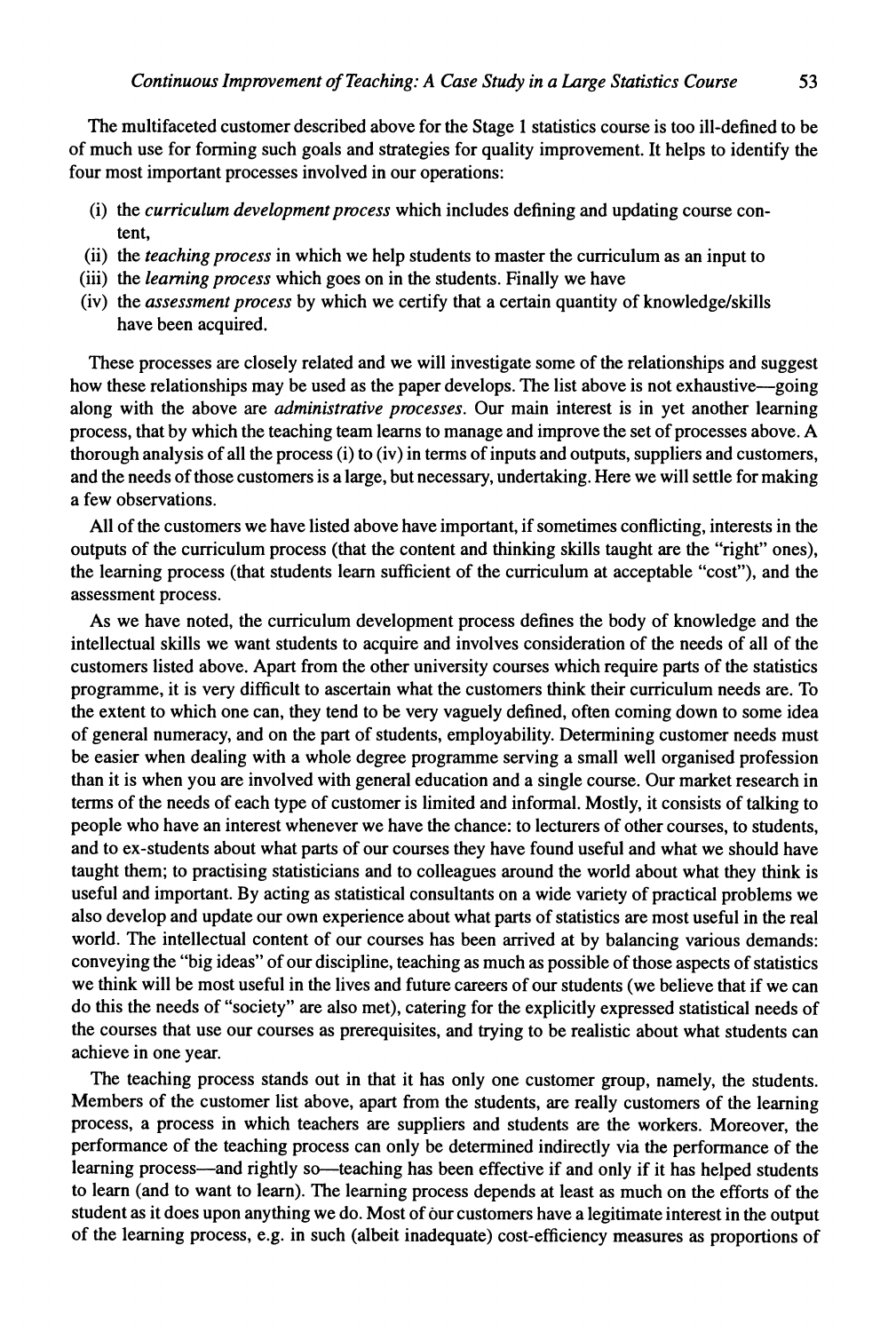The multifaceted customer described above for the Stage 1 statistics course is too ill-defined to be of much use for forming such goals and strategies for quality improvement. It helps to identify the four most important processes involved in our operations:

(i) the *curriculum development process* which includes defining and updating course content,
(ii) the *teaching process* in which we help students to master the curriculum as an input to
(iii) the *learning process* which goes on in the students. Finally we have
(iv) the *assessment process* by which we certify that a certain quantity of knowledge/skills have been acquired.

These processes are closely related and we will investigate some of the relationships and suggest how these relationships may be used as the paper develops. The list above is not exhaustive—going along with the above are *administrative processes*. Our main interest is in yet another learning process, that by which the teaching team learns to manage and improve the set of processes above. A thorough analysis of all the process (i) to (iv) in terms of inputs and outputs, suppliers and customers, and the needs of those customers is a large, but necessary, undertaking. Here we will settle for making a few observations.

All of the customers we have listed above have important, if sometimes conflicting, interests in the outputs of the curriculum process (that the content and thinking skills taught are the "right" ones), the learning process (that students learn sufficient of the curriculum at acceptable "cost"), and the assessment process.

As we have noted, the curriculum development process defines the body of knowledge and the intellectual skills we want students to acquire and involves consideration of the needs of all of the customers listed above. Apart from the other university courses which require parts of the statistics programme, it is very difficult to ascertain what the customers think their curriculum needs are. To the extent to which one can, they tend to be very vaguely defined, often coming down to some idea of general numeracy, and on the part of students, employability. Determining customer needs must be easier when dealing with a whole degree programme serving a small well organised profession than it is when you are involved with general education and a single course. Our market research in terms of the needs of each type of customer is limited and informal. Mostly, it consists of talking to people who have an interest whenever we have the chance: to lecturers of other courses, to students, and to ex-students about what parts of our courses they have found useful and what we should have taught them; to practising statisticians and to colleagues around the world about what they think is useful and important. By acting as statistical consultants on a wide variety of practical problems we also develop and update our own experience about what parts of statistics are most useful in the real world. The intellectual content of our courses has been arrived at by balancing various demands: conveying the "big ideas" of our discipline, teaching as much as possible of those aspects of statistics we think will be most useful in the lives and future careers of our students (we believe that if we can do this the needs of "society" are also met), catering for the explicitly expressed statistical needs of the courses that use our courses as prerequisites, and trying to be realistic about what students can achieve in one year.

The teaching process stands out in that it has only one customer group, namely, the students. Members of the customer list above, apart from the students, are really customers of the learning process, a process in which teachers are suppliers and students are the workers. Moreover, the performance of the teaching process can only be determined indirectly via the performance of the learning process—and rightly so—teaching has been effective if and only if it has helped students to learn (and to want to learn). The learning process depends at least as much on the efforts of the student as it does upon anything we do. Most of our customers have a legitimate interest in the output of the learning process, e.g. in such (albeit inadequate) cost-efficiency measures as proportions of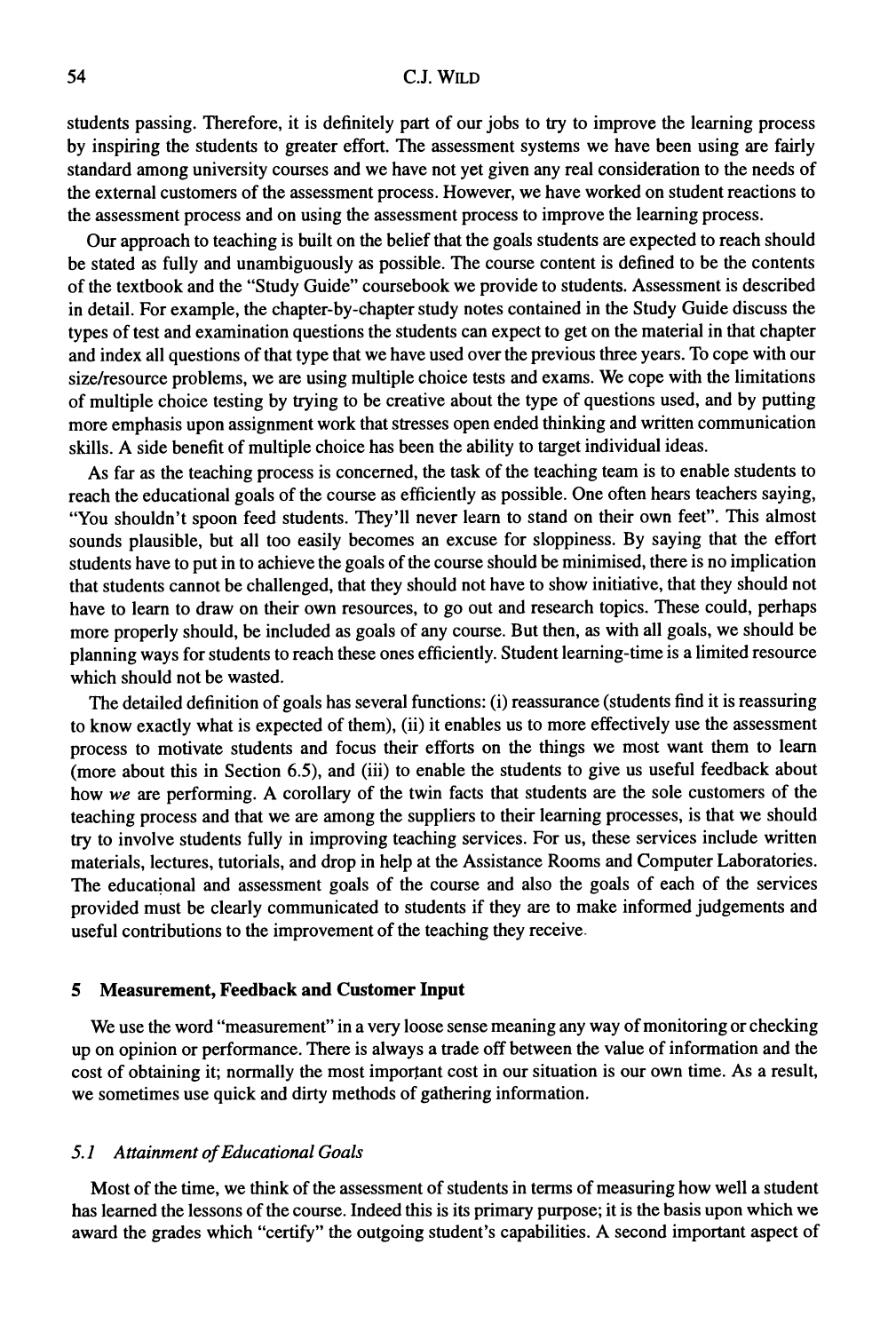students passing. Therefore, it is definitely part of our jobs to try to improve the learning process by inspiring the students to greater effort. The assessment systems we have been using are fairly standard among university courses and we have not yet given any real consideration to the needs of the external customers of the assessment process. However, we have worked on student reactions to the assessment process and on using the assessment process to improve the learning process.

Our approach to teaching is built on the belief that the goals students are expected to reach should be stated as fully and unambiguously as possible. The course content is defined to be the contents of the textbook and the "Study Guide" coursebook we provide to students. Assessment is described in detail. For example, the chapter-by-chapter study notes contained in the Study Guide discuss the types of test and examination questions the students can expect to get on the material in that chapter and index all questions of that type that we have used over the previous three years. To cope with our size/resource problems, we are using multiple choice tests and exams. We cope with the limitations of multiple choice testing by trying to be creative about the type of questions used, and by putting more emphasis upon assignment work that stresses open ended thinking and written communication skills. A side benefit of multiple choice has been the ability to target individual ideas.

As far as the teaching process is concerned, the task of the teaching team is to enable students to reach the educational goals of the course as efficiently as possible. One often hears teachers saying, "You shouldn't spoon feed students. They'll never learn to stand on their own feet". This almost sounds plausible, but all too easily becomes an excuse for sloppiness. By saying that the effort students have to put in to achieve the goals of the course should be minimised, there is no implication that students cannot be challenged, that they should not have to show initiative, that they should not have to learn to draw on their own resources, to go out and research topics. These could, perhaps more properly should, be included as goals of any course. But then, as with all goals, we should be planning ways for students to reach these ones efficiently. Student learning-time is a limited resource which should not be wasted.

The detailed definition of goals has several functions: (i) reassurance (students find it is reassuring to know exactly what is expected of them), (ii) it enables us to more effectively use the assessment process to motivate students and focus their efforts on the things we most want them to learn (more about this in Section 6.5), and (iii) to enable the students to give us useful feedback about how *we* are performing. A corollary of the twin facts that students are the sole customers of the teaching process and that we are among the suppliers to their learning processes, is that we should try to involve students fully in improving teaching services. For us, these services include written materials, lectures, tutorials, and drop in help at the Assistance Rooms and Computer Laboratories. The educational and assessment goals of the course and also the goals of each of the services provided must be clearly communicated to students if they are to make informed judgements and useful contributions to the improvement of the teaching they receive.

## 5 Measurement, Feedback and Customer Input

We use the word "measurement" in a very loose sense meaning any way of monitoring or checking up on opinion or performance. There is always a trade off between the value of information and the cost of obtaining it; normally the most important cost in our situation is our own time. As a result, we sometimes use quick and dirty methods of gathering information.

### *5.1 Attainment of Educational Goals*

Most of the time, we think of the assessment of students in terms of measuring how well a student has learned the lessons of the course. Indeed this is its primary purpose; it is the basis upon which we award the grades which "certify" the outgoing student's capabilities. A second important aspect of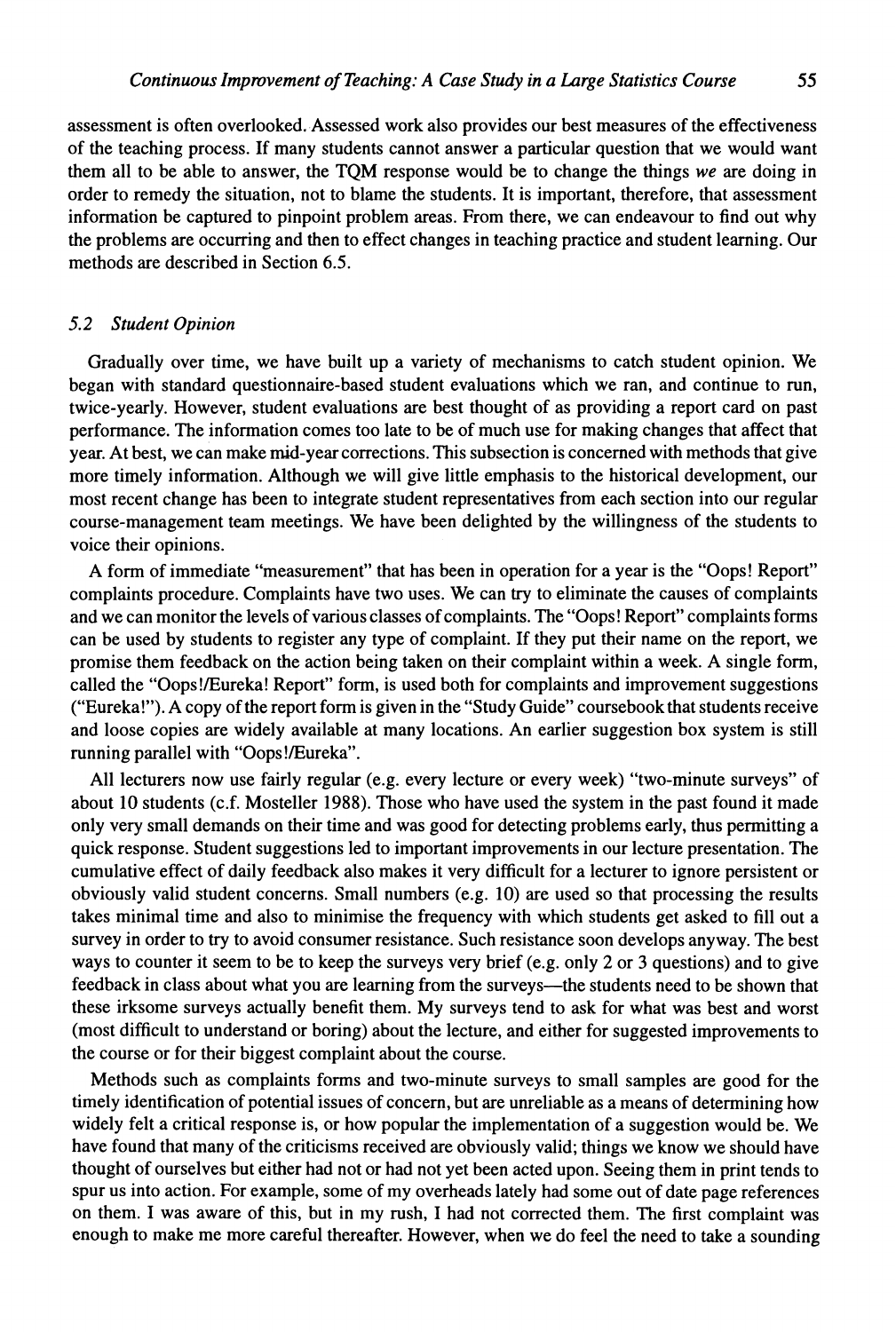assessment is often overlooked. Assessed work also provides our best measures of the effectiveness of the teaching process. If many students cannot answer a particular question that we would want them all to be able to answer, the TQM response would be to change the things *we* are doing in order to remedy the situation, not to blame the students. It is important, therefore, that assessment information be captured to pinpoint problem areas. From there, we can endeavour to find out why the problems are occurring and then to effect changes in teaching practice and student learning. Our methods are described in Section 6.5.

### 5.2 *Student Opinion*

Gradually over time, we have built up a variety of mechanisms to catch student opinion. We began with standard questionnaire-based student evaluations which we ran, and continue to run, twice-yearly. However, student evaluations are best thought of as providing a report card on past performance. The information comes too late to be of much use for making changes that affect that year. At best, we can make mid-year corrections. This subsection is concerned with methods that give more timely information. Although we will give little emphasis to the historical development, our most recent change has been to integrate student representatives from each section into our regular course-management team meetings. We have been delighted by the willingness of the students to voice their opinions.

A form of immediate "measurement" that has been in operation for a year is the "Oops! Report" complaints procedure. Complaints have two uses. We can try to eliminate the causes of complaints and we can monitor the levels of various classes of complaints. The "Oops! Report" complaints forms can be used by students to register any type of complaint. If they put their name on the report, we promise them feedback on the action being taken on their complaint within a week. A single form, called the "Oops!/Eureka! Report" form, is used both for complaints and improvement suggestions ("Eureka!"). A copy of the report form is given in the "Study Guide" coursebook that students receive and loose copies are widely available at many locations. An earlier suggestion box system is still running parallel with "Oops!/Eureka".

All lecturers now use fairly regular (e.g. every lecture or every week) "two-minute surveys" of about 10 students (c.f. Mosteller 1988). Those who have used the system in the past found it made only very small demands on their time and was good for detecting problems early, thus permitting a quick response. Student suggestions led to important improvements in our lecture presentation. The cumulative effect of daily feedback also makes it very difficult for a lecturer to ignore persistent or obviously valid student concerns. Small numbers (e.g. 10) are used so that processing the results takes minimal time and also to minimise the frequency with which students get asked to fill out a survey in order to try to avoid consumer resistance. Such resistance soon develops anyway. The best ways to counter it seem to be to keep the surveys very brief (e.g. only 2 or 3 questions) and to give feedback in class about what you are learning from the surveys—the students need to be shown that these irksome surveys actually benefit them. My surveys tend to ask for what was best and worst (most difficult to understand or boring) about the lecture, and either for suggested improvements to the course or for their biggest complaint about the course.

Methods such as complaints forms and two-minute surveys to small samples are good for the timely identification of potential issues of concern, but are unreliable as a means of determining how widely felt a critical response is, or how popular the implementation of a suggestion would be. We have found that many of the criticisms received are obviously valid; things we know we should have thought of ourselves but either had not or had not yet been acted upon. Seeing them in print tends to spur us into action. For example, some of my overheads lately had some out of date page references on them. I was aware of this, but in my rush, I had not corrected them. The first complaint was enough to make me more careful thereafter. However, when we do feel the need to take a sounding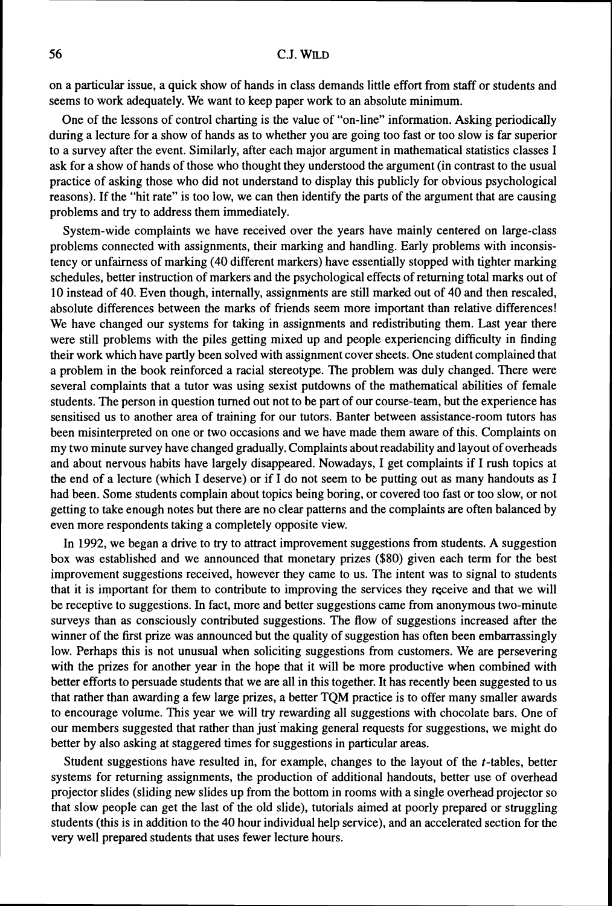on a particular issue, a quick show of hands in class demands little effort from staff or students and seems to work adequately. We want to keep paper work to an absolute minimum.

One of the lessons of control charting is the value of "on-line" information. Asking periodically during a lecture for a show of hands as to whether you are going too fast or too slow is far superior to a survey after the event. Similarly, after each major argument in mathematical statistics classes I ask for a show of hands of those who thought they understood the argument (in contrast to the usual practice of asking those who did not understand to display this publicly for obvious psychological reasons). If the "hit rate" is too low, we can then identify the parts of the argument that are causing problems and try to address them immediately.

System-wide complaints we have received over the years have mainly centered on large-class problems connected with assignments, their marking and handling. Early problems with inconsistency or unfairness of marking (40 different markers) have essentially stopped with tighter marking schedules, better instruction of markers and the psychological effects of returning total marks out of 10 instead of 40. Even though, internally, assignments are still marked out of 40 and then rescaled, absolute differences between the marks of friends seem more important than relative differences! We have changed our systems for taking in assignments and redistributing them. Last year there were still problems with the piles getting mixed up and people experiencing difficulty in finding their work which have partly been solved with assignment cover sheets. One student complained that a problem in the book reinforced a racial stereotype. The problem was duly changed. There were several complaints that a tutor was using sexist putdowns of the mathematical abilities of female students. The person in question turned out not to be part of our course-team, but the experience has sensitised us to another area of training for our tutors. Banter between assistance-room tutors has been misinterpreted on one or two occasions and we have made them aware of this. Complaints on my two minute survey have changed gradually. Complaints about readability and layout of overheads and about nervous habits have largely disappeared. Nowadays, I get complaints if I rush topics at the end of a lecture (which I deserve) or if I do not seem to be putting out as many handouts as I had been. Some students complain about topics being boring, or covered too fast or too slow, or not getting to take enough notes but there are no clear patterns and the complaints are often balanced by even more respondents taking a completely opposite view.

In 1992, we began a drive to try to attract improvement suggestions from students. A suggestion box was established and we announced that monetary prizes ($80) given each term for the best improvement suggestions received, however they came to us. The intent was to signal to students that it is important for them to contribute to improving the services they receive and that we will be receptive to suggestions. In fact, more and better suggestions came from anonymous two-minute surveys than as consciously contributed suggestions. The flow of suggestions increased after the winner of the first prize was announced but the quality of suggestion has often been embarrassingly low. Perhaps this is not unusual when soliciting suggestions from customers. We are persevering with the prizes for another year in the hope that it will be more productive when combined with better efforts to persuade students that we are all in this together. It has recently been suggested to us that rather than awarding a few large prizes, a better TQM practice is to offer many smaller awards to encourage volume. This year we will try rewarding all suggestions with chocolate bars. One of our members suggested that rather than just making general requests for suggestions, we might do better by also asking at staggered times for suggestions in particular areas.

Student suggestions have resulted in, for example, changes to the layout of the $t$-tables, better systems for returning assignments, the production of additional handouts, better use of overhead projector slides (sliding new slides up from the bottom in rooms with a single overhead projector so that slow people can get the last of the old slide), tutorials aimed at poorly prepared or struggling students (this is in addition to the 40 hour individual help service), and an accelerated section for the very well prepared students that uses fewer lecture hours.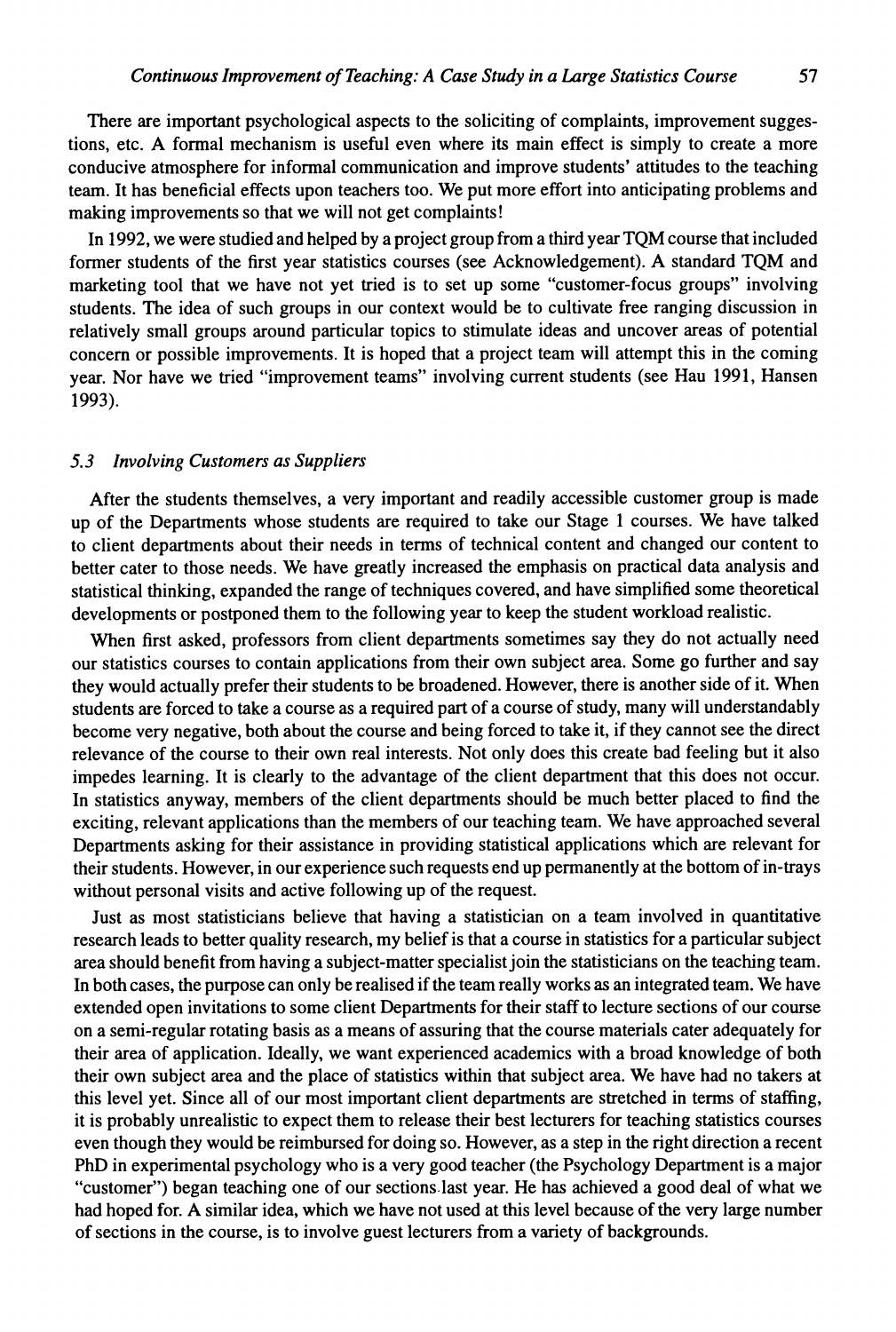There are important psychological aspects to the soliciting of complaints, improvement suggestions, etc. A formal mechanism is useful even where its main effect is simply to create a more conducive atmosphere for informal communication and improve students' attitudes to the teaching team. It has beneficial effects upon teachers too. We put more effort into anticipating problems and making improvements so that we will not get complaints!

In 1992, we were studied and helped by a project group from a third year TQM course that included former students of the first year statistics courses (see Acknowledgement). A standard TQM and marketing tool that we have not yet tried is to set up some "customer-focus groups" involving students. The idea of such groups in our context would be to cultivate free ranging discussion in relatively small groups around particular topics to stimulate ideas and uncover areas of potential concern or possible improvements. It is hoped that a project team will attempt this in the coming year. Nor have we tried "improvement teams" involving current students (see Hau 1991, Hansen 1993).

### *5.3 Involving Customers as Suppliers*

After the students themselves, a very important and readily accessible customer group is made up of the Departments whose students are required to take our Stage 1 courses. We have talked to client departments about their needs in terms of technical content and changed our content to better cater to those needs. We have greatly increased the emphasis on practical data analysis and statistical thinking, expanded the range of techniques covered, and have simplified some theoretical developments or postponed them to the following year to keep the student workload realistic.

When first asked, professors from client departments sometimes say they do not actually need our statistics courses to contain applications from their own subject area. Some go further and say they would actually prefer their students to be broadened. However, there is another side of it. When students are forced to take a course as a required part of a course of study, many will understandably become very negative, both about the course and being forced to take it, if they cannot see the direct relevance of the course to their own real interests. Not only does this create bad feeling but it also impedes learning. It is clearly to the advantage of the client department that this does not occur. In statistics anyway, members of the client departments should be much better placed to find the exciting, relevant applications than the members of our teaching team. We have approached several Departments asking for their assistance in providing statistical applications which are relevant for their students. However, in our experience such requests end up permanently at the bottom of in-trays without personal visits and active following up of the request.

Just as most statisticians believe that having a statistician on a team involved in quantitative research leads to better quality research, my belief is that a course in statistics for a particular subject area should benefit from having a subject-matter specialist join the statisticians on the teaching team. In both cases, the purpose can only be realised if the team really works as an integrated team. We have extended open invitations to some client Departments for their staff to lecture sections of our course on a semi-regular rotating basis as a means of assuring that the course materials cater adequately for their area of application. Ideally, we want experienced academics with a broad knowledge of both their own subject area and the place of statistics within that subject area. We have had no takers at this level yet. Since all of our most important client departments are stretched in terms of staffing, it is probably unrealistic to expect them to release their best lecturers for teaching statistics courses even though they would be reimbursed for doing so. However, as a step in the right direction a recent PhD in experimental psychology who is a very good teacher (the Psychology Department is a major "customer") began teaching one of our sections last year. He has achieved a good deal of what we had hoped for. A similar idea, which we have not used at this level because of the very large number of sections in the course, is to involve guest lecturers from a variety of backgrounds.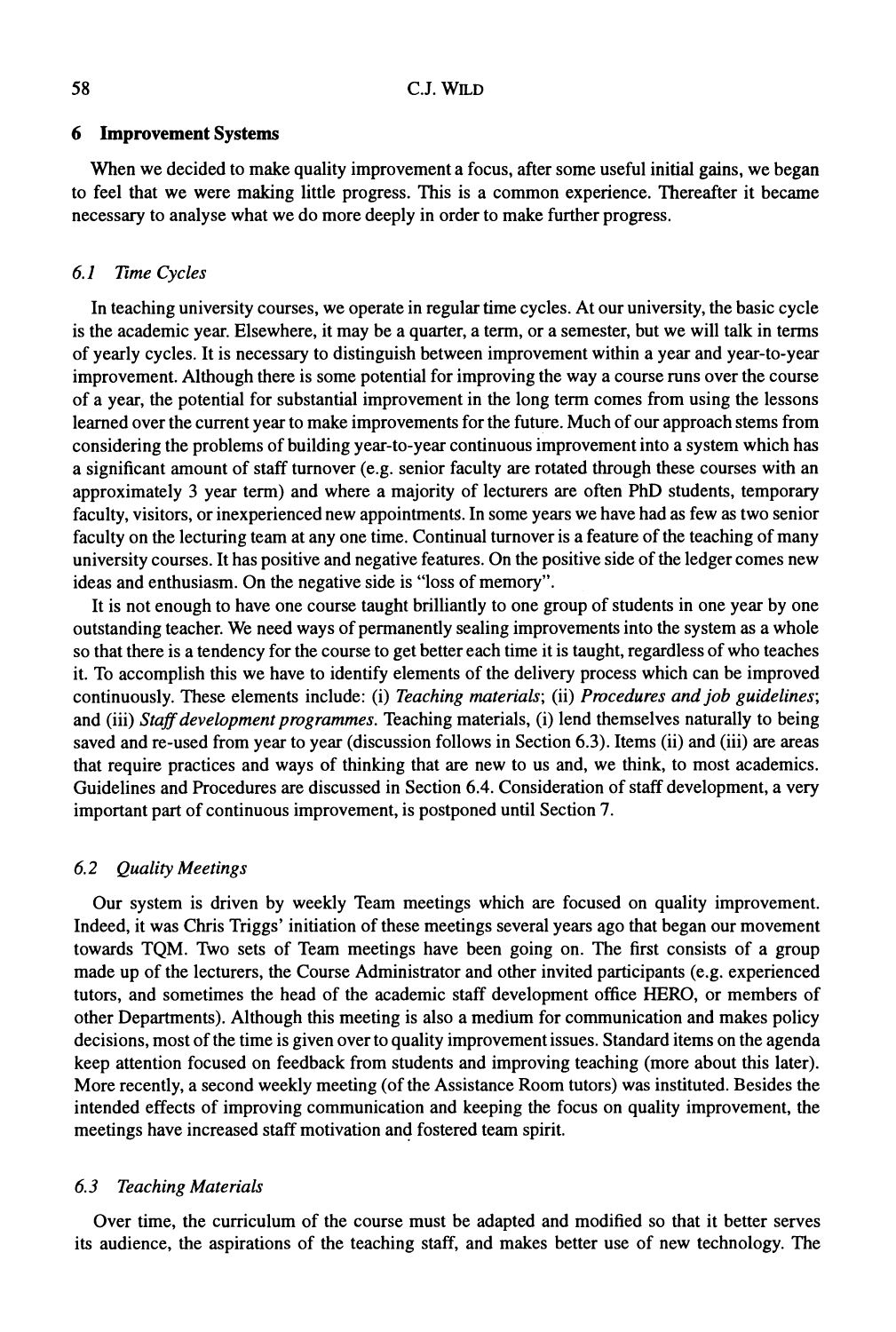## 6 Improvement Systems

When we decided to make quality improvement a focus, after some useful initial gains, we began to feel that we were making little progress. This is a common experience. Thereafter it became necessary to analyse what we do more deeply in order to make further progress.

### 6.1 Time Cycles

In teaching university courses, we operate in regular time cycles. At our university, the basic cycle is the academic year. Elsewhere, it may be a quarter, a term, or a semester, but we will talk in terms of yearly cycles. It is necessary to distinguish between improvement within a year and year-to-year improvement. Although there is some potential for improving the way a course runs over the course of a year, the potential for substantial improvement in the long term comes from using the lessons learned over the current year to make improvements for the future. Much of our approach stems from considering the problems of building year-to-year continuous improvement into a system which has a significant amount of staff turnover (e.g. senior faculty are rotated through these courses with an approximately 3 year term) and where a majority of lecturers are often PhD students, temporary faculty, visitors, or inexperienced new appointments. In some years we have had as few as two senior faculty on the lecturing team at any one time. Continual turnover is a feature of the teaching of many university courses. It has positive and negative features. On the positive side of the ledger comes new ideas and enthusiasm. On the negative side is "loss of memory".

It is not enough to have one course taught brilliantly to one group of students in one year by one outstanding teacher. We need ways of permanently sealing improvements into the system as a whole so that there is a tendency for the course to get better each time it is taught, regardless of who teaches it. To accomplish this we have to identify elements of the delivery process which can be improved continuously. These elements include: (i) *Teaching materials*; (ii) *Procedures and job guidelines*; and (iii) *Staff development programmes*. Teaching materials, (i) lend themselves naturally to being saved and re-used from year to year (discussion follows in Section 6.3). Items (ii) and (iii) are areas that require practices and ways of thinking that are new to us and, we think, to most academics. Guidelines and Procedures are discussed in Section 6.4. Consideration of staff development, a very important part of continuous improvement, is postponed until Section 7.

### 6.2 Quality Meetings

Our system is driven by weekly Team meetings which are focused on quality improvement. Indeed, it was Chris Triggs' initiation of these meetings several years ago that began our movement towards TQM. Two sets of Team meetings have been going on. The first consists of a group made up of the lecturers, the Course Administrator and other invited participants (e.g. experienced tutors, and sometimes the head of the academic staff development office HERO, or members of other Departments). Although this meeting is also a medium for communication and makes policy decisions, most of the time is given over to quality improvement issues. Standard items on the agenda keep attention focused on feedback from students and improving teaching (more about this later). More recently, a second weekly meeting (of the Assistance Room tutors) was instituted. Besides the intended effects of improving communication and keeping the focus on quality improvement, the meetings have increased staff motivation and fostered team spirit.

### 6.3 Teaching Materials

Over time, the curriculum of the course must be adapted and modified so that it better serves its audience, the aspirations of the teaching staff, and makes better use of new technology. The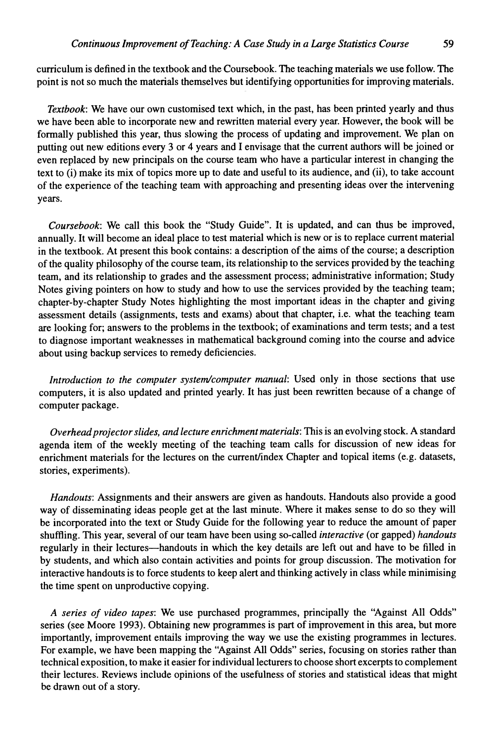curriculum is defined in the textbook and the Coursebook. The teaching materials we use follow. The point is not so much the materials themselves but identifying opportunities for improving materials.

*Textbook*: We have our own customised text which, in the past, has been printed yearly and thus we have been able to incorporate new and rewritten material every year. However, the book will be formally published this year, thus slowing the process of updating and improvement. We plan on putting out new editions every 3 or 4 years and I envisage that the current authors will be joined or even replaced by new principals on the course team who have a particular interest in changing the text to (i) make its mix of topics more up to date and useful to its audience, and (ii), to take account of the experience of the teaching team with approaching and presenting ideas over the intervening years.

*Coursebook*: We call this book the "Study Guide". It is updated, and can thus be improved, annually. It will become an ideal place to test material which is new or is to replace current material in the textbook. At present this book contains: a description of the aims of the course; a description of the quality philosophy of the course team, its relationship to the services provided by the teaching team, and its relationship to grades and the assessment process; administrative information; Study Notes giving pointers on how to study and how to use the services provided by the teaching team; chapter-by-chapter Study Notes highlighting the most important ideas in the chapter and giving assessment details (assignments, tests and exams) about that chapter, i.e. what the teaching team are looking for; answers to the problems in the textbook; of examinations and term tests; and a test to diagnose important weaknesses in mathematical background coming into the course and advice about using backup services to remedy deficiencies.

*Introduction to the computer system/computer manual*: Used only in those sections that use computers, it is also updated and printed yearly. It has just been rewritten because of a change of computer package.

*Overhead projector slides, and lecture enrichment materials*: This is an evolving stock. A standard agenda item of the weekly meeting of the teaching team calls for discussion of new ideas for enrichment materials for the lectures on the current/index Chapter and topical items (e.g. datasets, stories, experiments).

*Handouts*: Assignments and their answers are given as handouts. Handouts also provide a good way of disseminating ideas people get at the last minute. Where it makes sense to do so they will be incorporated into the text or Study Guide for the following year to reduce the amount of paper shuffling. This year, several of our team have been using so-called *interactive* (or gapped) *handouts* regularly in their lectures—handouts in which the key details are left out and have to be filled in by students, and which also contain activities and points for group discussion. The motivation for interactive handouts is to force students to keep alert and thinking actively in class while minimising the time spent on unproductive copying.

*A series of video tapes*: We use purchased programmes, principally the "Against All Odds" series (see Moore 1993). Obtaining new programmes is part of improvement in this area, but more importantly, improvement entails improving the way we use the existing programmes in lectures. For example, we have been mapping the "Against All Odds" series, focusing on stories rather than technical exposition, to make it easier for individual lecturers to choose short excerpts to complement their lectures. Reviews include opinions of the usefulness of stories and statistical ideas that might be drawn out of a story.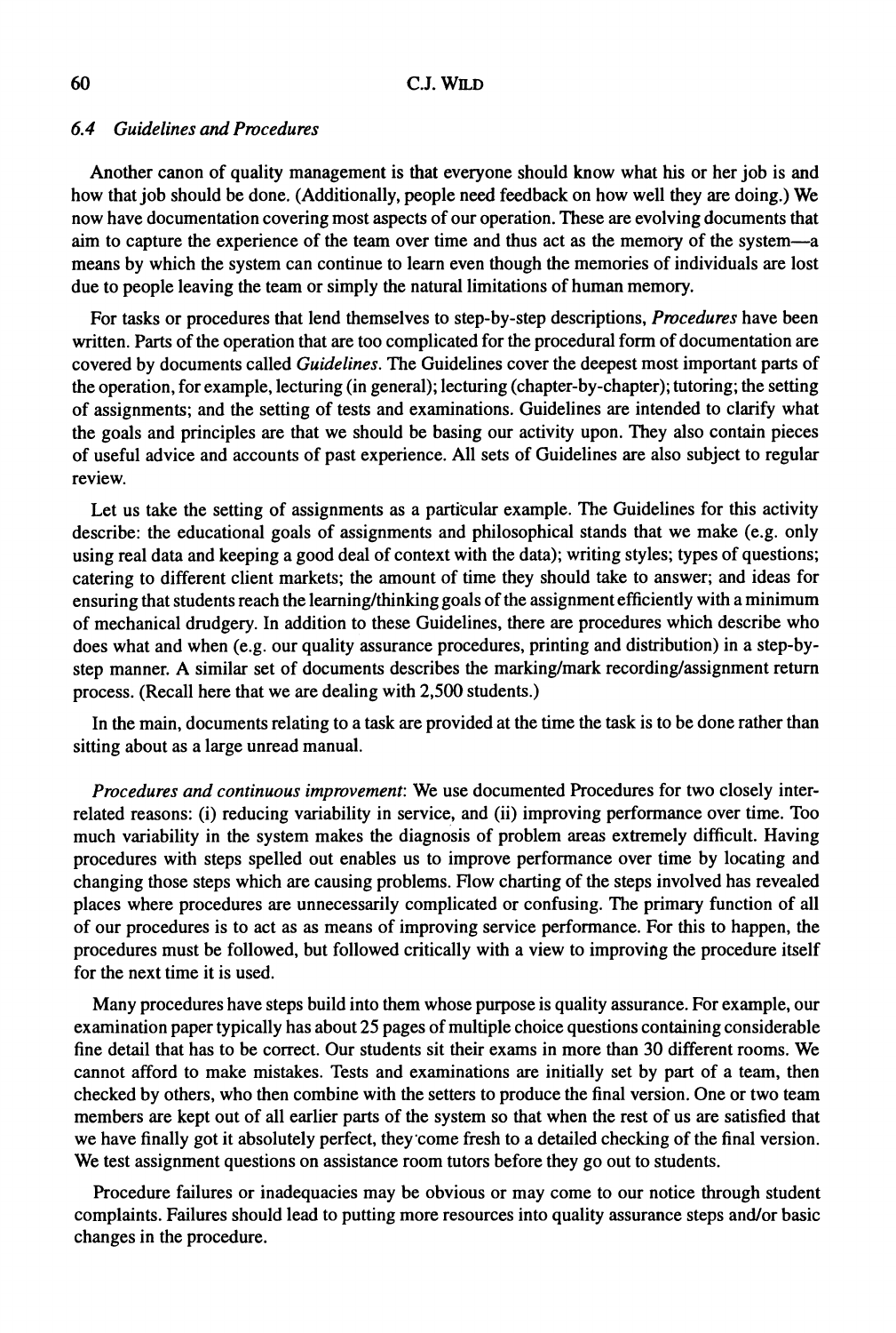### 6.4 Guidelines and Procedures

Another canon of quality management is that everyone should know what his or her job is and how that job should be done. (Additionally, people need feedback on how well they are doing.) We now have documentation covering most aspects of our operation. These are evolving documents that aim to capture the experience of the team over time and thus act as the memory of the system—a means by which the system can continue to learn even though the memories of individuals are lost due to people leaving the team or simply the natural limitations of human memory.

For tasks or procedures that lend themselves to step-by-step descriptions, *Procedures* have been written. Parts of the operation that are too complicated for the procedural form of documentation are covered by documents called *Guidelines*. The Guidelines cover the deepest most important parts of the operation, for example, lecturing (in general); lecturing (chapter-by-chapter); tutoring; the setting of assignments; and the setting of tests and examinations. Guidelines are intended to clarify what the goals and principles are that we should be basing our activity upon. They also contain pieces of useful advice and accounts of past experience. All sets of Guidelines are also subject to regular review.

Let us take the setting of assignments as a particular example. The Guidelines for this activity describe: the educational goals of assignments and philosophical stands that we make (e.g. only using real data and keeping a good deal of context with the data); writing styles; types of questions; catering to different client markets; the amount of time they should take to answer; and ideas for ensuring that students reach the learning/thinking goals of the assignment efficiently with a minimum of mechanical drudgery. In addition to these Guidelines, there are procedures which describe who does what and when (e.g. our quality assurance procedures, printing and distribution) in a step-by-step manner. A similar set of documents describes the marking/mark recording/assignment return process. (Recall here that we are dealing with 2,500 students.)

In the main, documents relating to a task are provided at the time the task is to be done rather than sitting about as a large unread manual.

*Procedures and continuous improvement*: We use documented Procedures for two closely interrelated reasons: (i) reducing variability in service, and (ii) improving performance over time. Too much variability in the system makes the diagnosis of problem areas extremely difficult. Having procedures with steps spelled out enables us to improve performance over time by locating and changing those steps which are causing problems. Flow charting of the steps involved has revealed places where procedures are unnecessarily complicated or confusing. The primary function of all of our procedures is to act as as means of improving service performance. For this to happen, the procedures must be followed, but followed critically with a view to improving the procedure itself for the next time it is used.

Many procedures have steps build into them whose purpose is quality assurance. For example, our examination paper typically has about 25 pages of multiple choice questions containing considerable fine detail that has to be correct. Our students sit their exams in more than 30 different rooms. We cannot afford to make mistakes. Tests and examinations are initially set by part of a team, then checked by others, who then combine with the setters to produce the final version. One or two team members are kept out of all earlier parts of the system so that when the rest of us are satisfied that we have finally got it absolutely perfect, they come fresh to a detailed checking of the final version. We test assignment questions on assistance room tutors before they go out to students.

Procedure failures or inadequacies may be obvious or may come to our notice through student complaints. Failures should lead to putting more resources into quality assurance steps and/or basic changes in the procedure.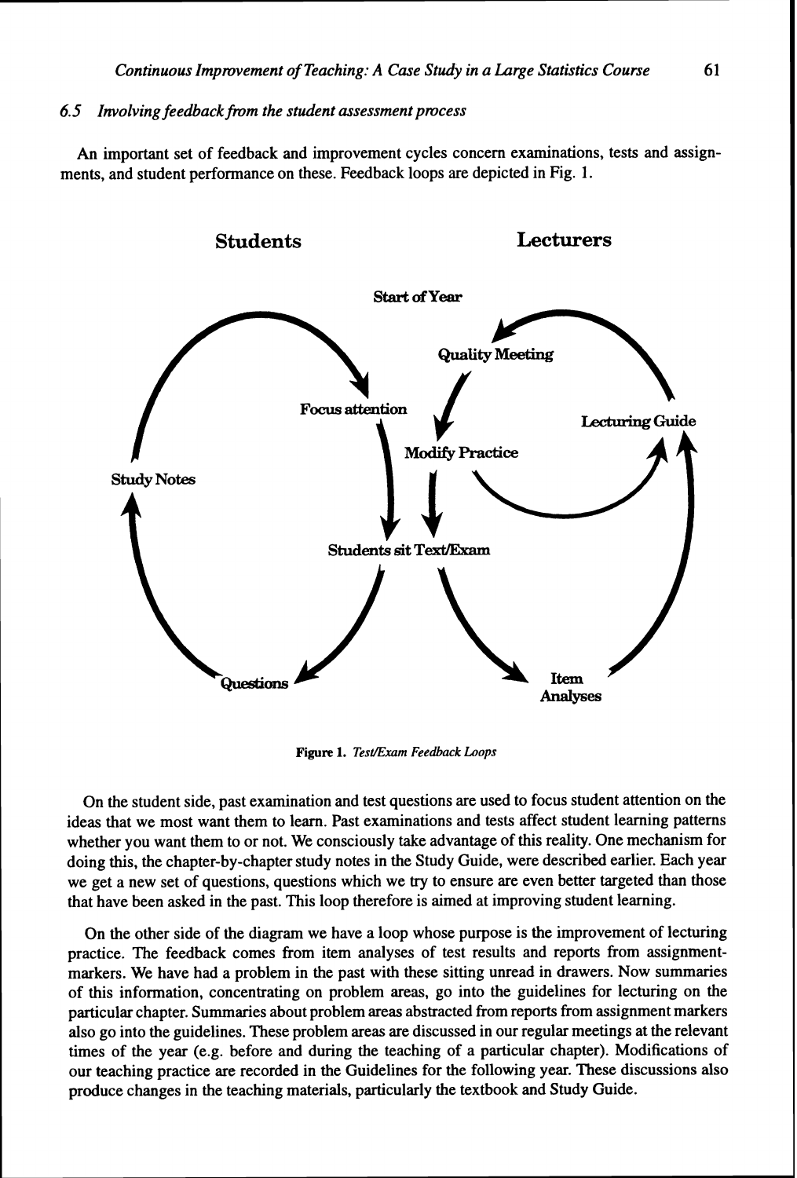### 6.5 *Involving feedback from the student assessment process*

An important set of feedback and improvement cycles concern examinations, tests and assignments, and student performance on these. Feedback loops are depicted in Fig. 1.

**Students** **Lecturers**

**Start of Year**

**Quality Meeting**

**Focus attention**

**Lecturing Guide**

**Modify Practice**

**Study Notes**

**Students sit Text/Exam**

**Questions**

**Item Analyses**

**Figure 1.** *Test/Exam Feedback Loops*

On the student side, past examination and test questions are used to focus student attention on the ideas that we most want them to learn. Past examinations and tests affect student learning patterns whether you want them to or not. We consciously take advantage of this reality. One mechanism for doing this, the chapter-by-chapter study notes in the Study Guide, were described earlier. Each year we get a new set of questions, questions which we try to ensure are even better targeted than those that have been asked in the past. This loop therefore is aimed at improving student learning.

On the other side of the diagram we have a loop whose purpose is the improvement of lecturing practice. The feedback comes from item analyses of test results and reports from assignment-markers. We have had a problem in the past with these sitting unread in drawers. Now summaries of this information, concentrating on problem areas, go into the guidelines for lecturing on the particular chapter. Summaries about problem areas abstracted from reports from assignment markers also go into the guidelines. These problem areas are discussed in our regular meetings at the relevant times of the year (e.g. before and during the teaching of a particular chapter). Modifications of our teaching practice are recorded in the Guidelines for the following year. These discussions also produce changes in the teaching materials, particularly the textbook and Study Guide.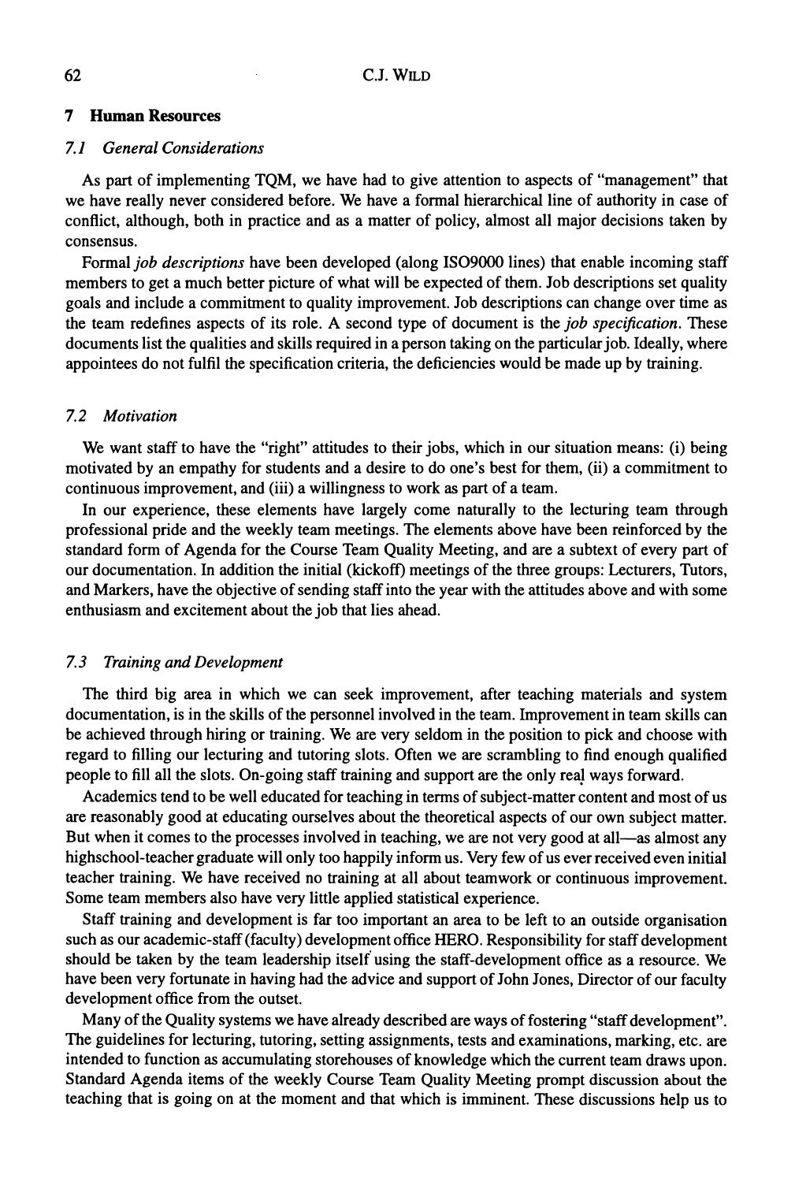## 7 Human Resources

### 7.1 General Considerations

As part of implementing TQM, we have had to give attention to aspects of "management" that we have really never considered before. We have a formal hierarchical line of authority in case of conflict, although, both in practice and as a matter of policy, almost all major decisions taken by consensus.

Formal *job descriptions* have been developed (along ISO9000 lines) that enable incoming staff members to get a much better picture of what will be expected of them. Job descriptions set quality goals and include a commitment to quality improvement. Job descriptions can change over time as the team redefines aspects of its role. A second type of document is the *job specification*. These documents list the qualities and skills required in a person taking on the particular job. Ideally, where appointees do not fulfil the specification criteria, the deficiencies would be made up by training.

### 7.2 Motivation

We want staff to have the "right" attitudes to their jobs, which in our situation means: (i) being motivated by an empathy for students and a desire to do one's best for them, (ii) a commitment to continuous improvement, and (iii) a willingness to work as part of a team.

In our experience, these elements have largely come naturally to the lecturing team through professional pride and the weekly team meetings. The elements above have been reinforced by the standard form of Agenda for the Course Team Quality Meeting, and are a subtext of every part of our documentation. In addition the initial (kickoff) meetings of the three groups: Lecturers, Tutors, and Markers, have the objective of sending staff into the year with the attitudes above and with some enthusiasm and excitement about the job that lies ahead.

### 7.3 Training and Development

The third big area in which we can seek improvement, after teaching materials and system documentation, is in the skills of the personnel involved in the team. Improvement in team skills can be achieved through hiring or training. We are very seldom in the position to pick and choose with regard to filling our lecturing and tutoring slots. Often we are scrambling to find enough qualified people to fill all the slots. On-going staff training and support are the only real ways forward.

Academics tend to be well educated for teaching in terms of subject-matter content and most of us are reasonably good at educating ourselves about the theoretical aspects of our own subject matter. But when it comes to the processes involved in teaching, we are not very good at all—as almost any highschool-teacher graduate will only too happily inform us. Very few of us ever received even initial teacher training. We have received no training at all about teamwork or continuous improvement. Some team members also have very little applied statistical experience.

Staff training and development is far too important an area to be left to an outside organisation such as our academic-staff (faculty) development office HERO. Responsibility for staff development should be taken by the team leadership itself using the staff-development office as a resource. We have been very fortunate in having had the advice and support of John Jones, Director of our faculty development office from the outset.

Many of the Quality systems we have already described are ways of fostering "staff development". The guidelines for lecturing, tutoring, setting assignments, tests and examinations, marking, etc. are intended to function as accumulating storehouses of knowledge which the current team draws upon. Standard Agenda items of the weekly Course Team Quality Meeting prompt discussion about the teaching that is going on at the moment and that which is imminent. These discussions help us to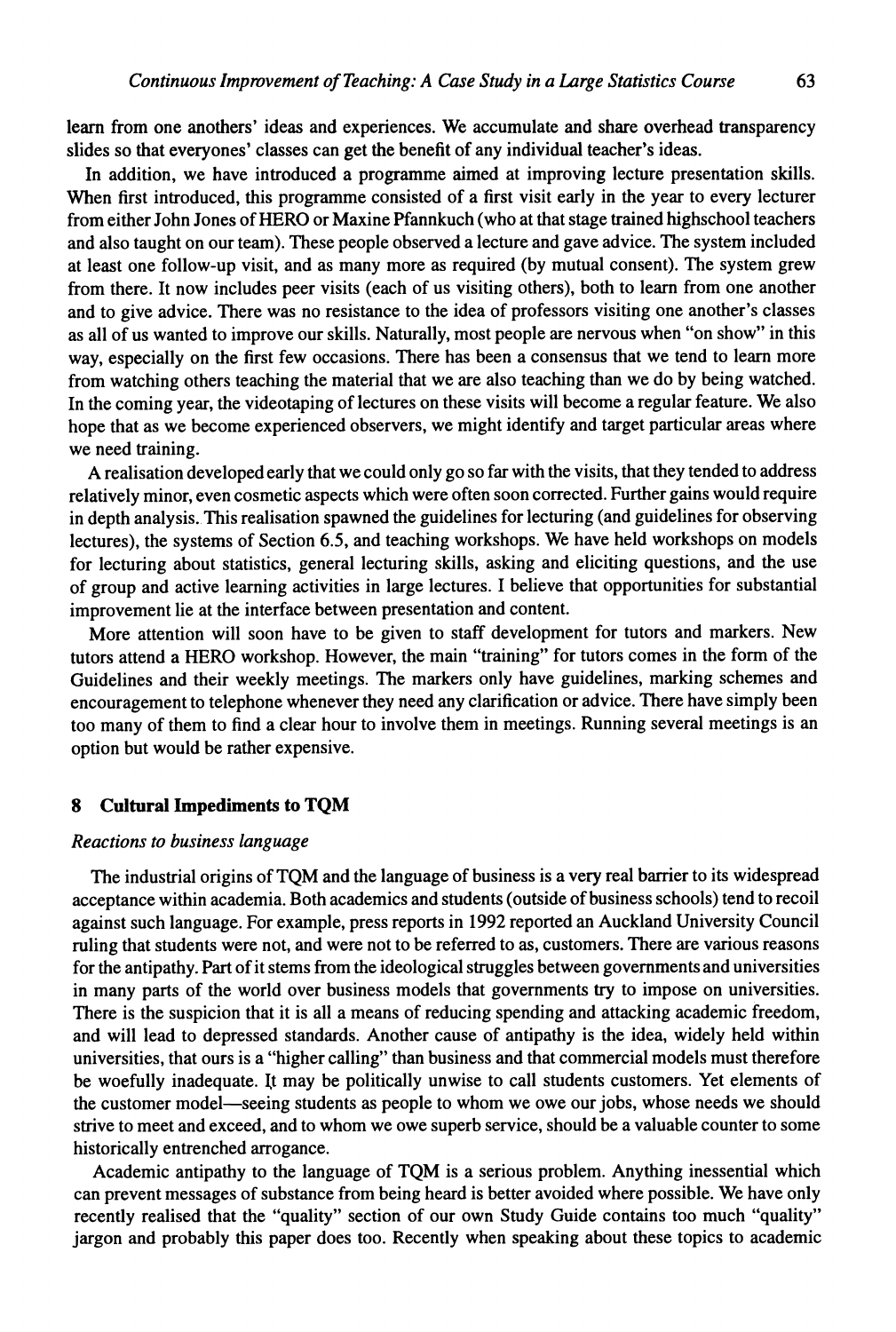learn from one anothers' ideas and experiences. We accumulate and share overhead transparency slides so that everyones' classes can get the benefit of any individual teacher's ideas.

In addition, we have introduced a programme aimed at improving lecture presentation skills. When first introduced, this programme consisted of a first visit early in the year to every lecturer from either John Jones of HERO or Maxine Pfannkuch (who at that stage trained highschool teachers and also taught on our team). These people observed a lecture and gave advice. The system included at least one follow-up visit, and as many more as required (by mutual consent). The system grew from there. It now includes peer visits (each of us visiting others), both to learn from one another and to give advice. There was no resistance to the idea of professors visiting one another's classes as all of us wanted to improve our skills. Naturally, most people are nervous when "on show" in this way, especially on the first few occasions. There has been a consensus that we tend to learn more from watching others teaching the material that we are also teaching than we do by being watched. In the coming year, the videotaping of lectures on these visits will become a regular feature. We also hope that as we become experienced observers, we might identify and target particular areas where we need training.

A realisation developed early that we could only go so far with the visits, that they tended to address relatively minor, even cosmetic aspects which were often soon corrected. Further gains would require in depth analysis. This realisation spawned the guidelines for lecturing (and guidelines for observing lectures), the systems of Section 6.5, and teaching workshops. We have held workshops on models for lecturing about statistics, general lecturing skills, asking and eliciting questions, and the use of group and active learning activities in large lectures. I believe that opportunities for substantial improvement lie at the interface between presentation and content.

More attention will soon have to be given to staff development for tutors and markers. New tutors attend a HERO workshop. However, the main "training" for tutors comes in the form of the Guidelines and their weekly meetings. The markers only have guidelines, marking schemes and encouragement to telephone whenever they need any clarification or advice. There have simply been too many of them to find a clear hour to involve them in meetings. Running several meetings is an option but would be rather expensive.

## 8 Cultural Impediments to TQM

*Reactions to business language*

The industrial origins of TQM and the language of business is a very real barrier to its widespread acceptance within academia. Both academics and students (outside of business schools) tend to recoil against such language. For example, press reports in 1992 reported an Auckland University Council ruling that students were not, and were not to be referred to as, customers. There are various reasons for the antipathy. Part of it stems from the ideological struggles between governments and universities in many parts of the world over business models that governments try to impose on universities. There is the suspicion that it is all a means of reducing spending and attacking academic freedom, and will lead to depressed standards. Another cause of antipathy is the idea, widely held within universities, that ours is a "higher calling" than business and that commercial models must therefore be woefully inadequate. It may be politically unwise to call students customers. Yet elements of the customer model—seeing students as people to whom we owe our jobs, whose needs we should strive to meet and exceed, and to whom we owe superb service, should be a valuable counter to some historically entrenched arrogance.

Academic antipathy to the language of TQM is a serious problem. Anything inessential which can prevent messages of substance from being heard is better avoided where possible. We have only recently realised that the "quality" section of our own Study Guide contains too much "quality" jargon and probably this paper does too. Recently when speaking about these topics to academic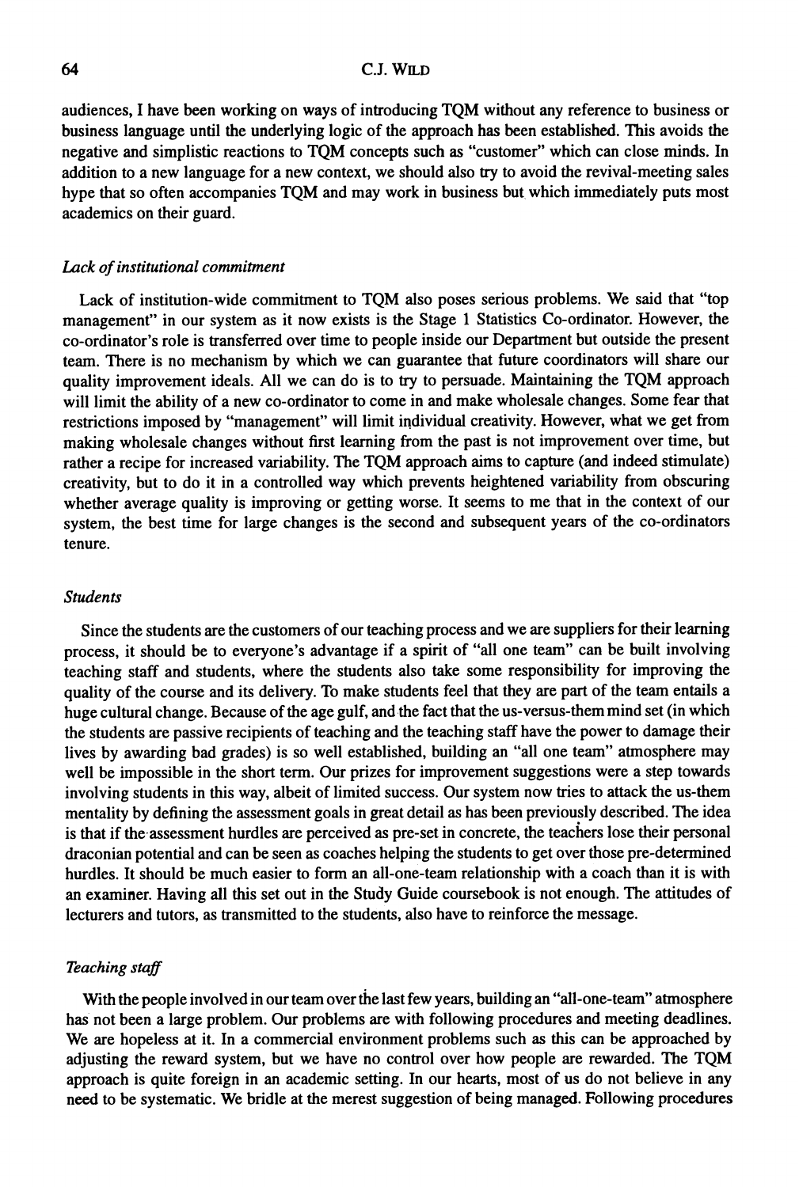audiences, I have been working on ways of introducing TQM without any reference to business or business language until the underlying logic of the approach has been established. This avoids the negative and simplistic reactions to TQM concepts such as "customer" which can close minds. In addition to a new language for a new context, we should also try to avoid the revival-meeting sales hype that so often accompanies TQM and may work in business but which immediately puts most academics on their guard.

*Lack of institutional commitment*

Lack of institution-wide commitment to TQM also poses serious problems. We said that "top management" in our system as it now exists is the Stage 1 Statistics Co-ordinator. However, the co-ordinator's role is transferred over time to people inside our Department but outside the present team. There is no mechanism by which we can guarantee that future coordinators will share our quality improvement ideals. All we can do is to try to persuade. Maintaining the TQM approach will limit the ability of a new co-ordinator to come in and make wholesale changes. Some fear that restrictions imposed by "management" will limit individual creativity. However, what we get from making wholesale changes without first learning from the past is not improvement over time, but rather a recipe for increased variability. The TQM approach aims to capture (and indeed stimulate) creativity, but to do it in a controlled way which prevents heightened variability from obscuring whether average quality is improving or getting worse. It seems to me that in the context of our system, the best time for large changes is the second and subsequent years of the co-ordinators tenure.

*Students*

Since the students are the customers of our teaching process and we are suppliers for their learning process, it should be to everyone's advantage if a spirit of "all one team" can be built involving teaching staff and students, where the students also take some responsibility for improving the quality of the course and its delivery. To make students feel that they are part of the team entails a huge cultural change. Because of the age gulf, and the fact that the us-versus-them mind set (in which the students are passive recipients of teaching and the teaching staff have the power to damage their lives by awarding bad grades) is so well established, building an "all one team" atmosphere may well be impossible in the short term. Our prizes for improvement suggestions were a step towards involving students in this way, albeit of limited success. Our system now tries to attack the us-them mentality by defining the assessment goals in great detail as has been previously described. The idea is that if the assessment hurdles are perceived as pre-set in concrete, the teachers lose their personal draconian potential and can be seen as coaches helping the students to get over those pre-determined hurdles. It should be much easier to form an all-one-team relationship with a coach than it is with an examiner. Having all this set out in the Study Guide coursebook is not enough. The attitudes of lecturers and tutors, as transmitted to the students, also have to reinforce the message.

*Teaching staff*

With the people involved in our team over the last few years, building an "all-one-team" atmosphere has not been a large problem. Our problems are with following procedures and meeting deadlines. We are hopeless at it. In a commercial environment problems such as this can be approached by adjusting the reward system, but we have no control over how people are rewarded. The TQM approach is quite foreign in an academic setting. In our hearts, most of us do not believe in any need to be systematic. We bridle at the merest suggestion of being managed. Following procedures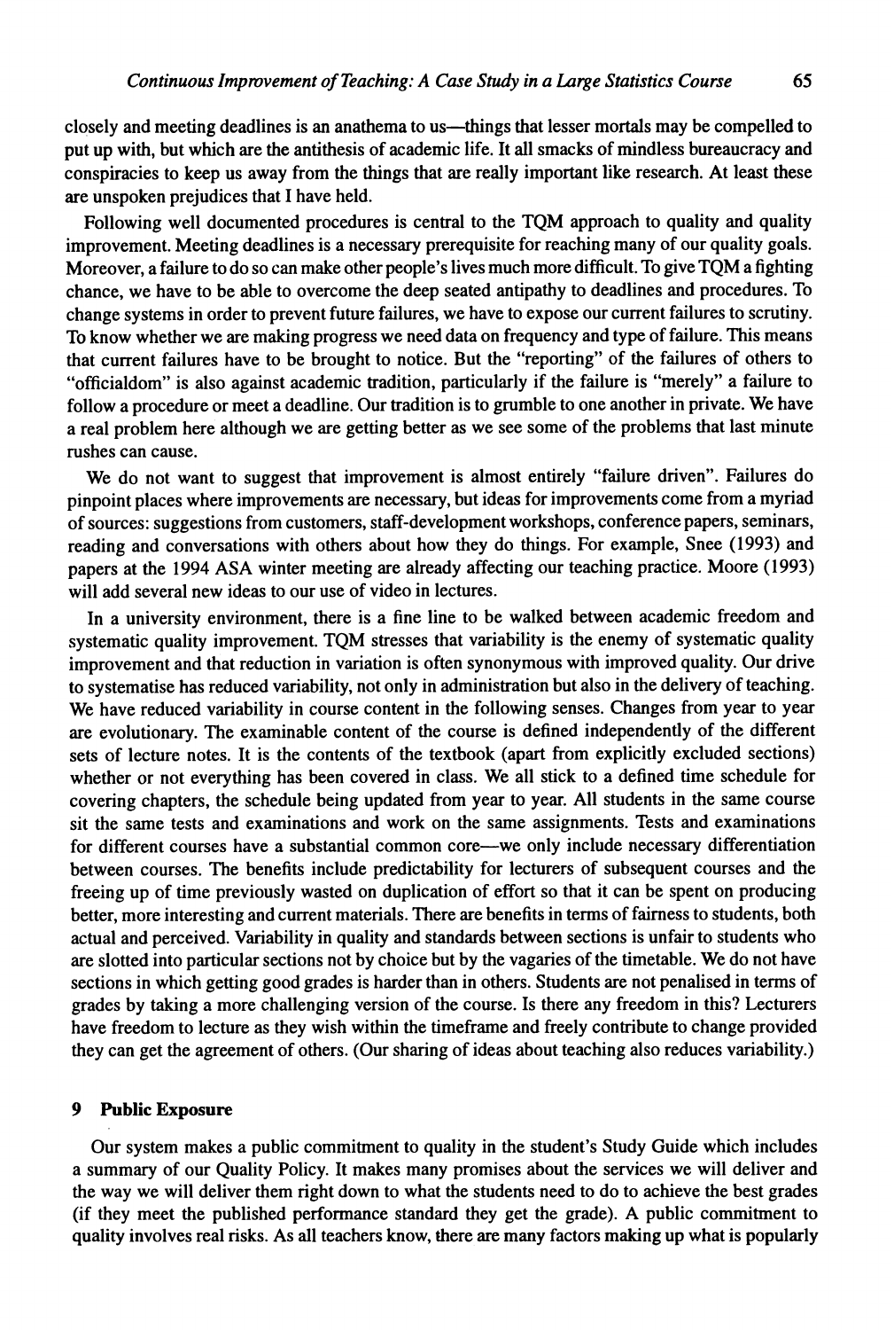closely and meeting deadlines is an anathema to us—things that lesser mortals may be compelled to put up with, but which are the antithesis of academic life. It all smacks of mindless bureaucracy and conspiracies to keep us away from the things that are really important like research. At least these are unspoken prejudices that I have held.

Following well documented procedures is central to the TQM approach to quality and quality improvement. Meeting deadlines is a necessary prerequisite for reaching many of our quality goals. Moreover, a failure to do so can make other people's lives much more difficult. To give TQM a fighting chance, we have to be able to overcome the deep seated antipathy to deadlines and procedures. To change systems in order to prevent future failures, we have to expose our current failures to scrutiny. To know whether we are making progress we need data on frequency and type of failure. This means that current failures have to be brought to notice. But the "reporting" of the failures of others to "officialdom" is also against academic tradition, particularly if the failure is "merely" a failure to follow a procedure or meet a deadline. Our tradition is to grumble to one another in private. We have a real problem here although we are getting better as we see some of the problems that last minute rushes can cause.

We do not want to suggest that improvement is almost entirely "failure driven". Failures do pinpoint places where improvements are necessary, but ideas for improvements come from a myriad of sources: suggestions from customers, staff-development workshops, conference papers, seminars, reading and conversations with others about how they do things. For example, Snee (1993) and papers at the 1994 ASA winter meeting are already affecting our teaching practice. Moore (1993) will add several new ideas to our use of video in lectures.

In a university environment, there is a fine line to be walked between academic freedom and systematic quality improvement. TQM stresses that variability is the enemy of systematic quality improvement and that reduction in variation is often synonymous with improved quality. Our drive to systematise has reduced variability, not only in administration but also in the delivery of teaching. We have reduced variability in course content in the following senses. Changes from year to year are evolutionary. The examinable content of the course is defined independently of the different sets of lecture notes. It is the contents of the textbook (apart from explicitly excluded sections) whether or not everything has been covered in class. We all stick to a defined time schedule for covering chapters, the schedule being updated from year to year. All students in the same course sit the same tests and examinations and work on the same assignments. Tests and examinations for different courses have a substantial common core—we only include necessary differentiation between courses. The benefits include predictability for lecturers of subsequent courses and the freeing up of time previously wasted on duplication of effort so that it can be spent on producing better, more interesting and current materials. There are benefits in terms of fairness to students, both actual and perceived. Variability in quality and standards between sections is unfair to students who are slotted into particular sections not by choice but by the vagaries of the timetable. We do not have sections in which getting good grades is harder than in others. Students are not penalised in terms of grades by taking a more challenging version of the course. Is there any freedom in this? Lecturers have freedom to lecture as they wish within the timeframe and freely contribute to change provided they can get the agreement of others. (Our sharing of ideas about teaching also reduces variability.)

## 9 Public Exposure

Our system makes a public commitment to quality in the student's Study Guide which includes a summary of our Quality Policy. It makes many promises about the services we will deliver and the way we will deliver them right down to what the students need to do to achieve the best grades (if they meet the published performance standard they get the grade). A public commitment to quality involves real risks. As all teachers know, there are many factors making up what is popularly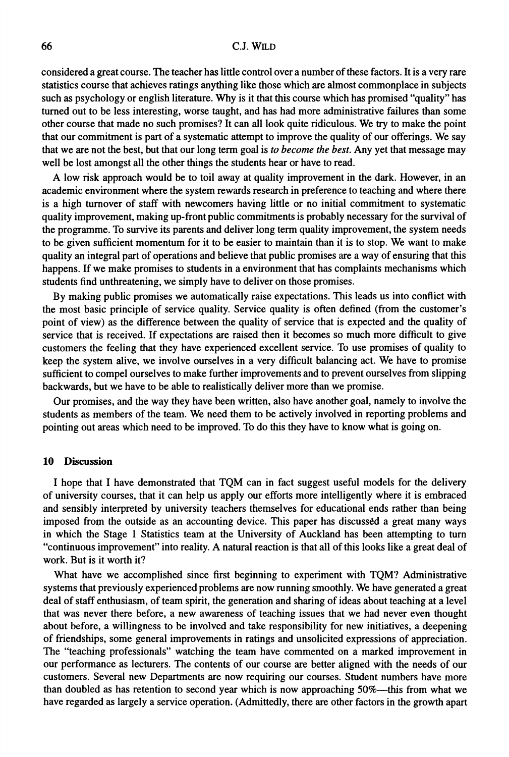considered a great course. The teacher has little control over a number of these factors. It is a very rare statistics course that achieves ratings anything like those which are almost commonplace in subjects such as psychology or english literature. Why is it that this course which has promised "quality" has turned out to be less interesting, worse taught, and has had more administrative failures than some other course that made no such promises? It can all look quite ridiculous. We try to make the point that our commitment is part of a systematic attempt to improve the quality of our offerings. We say that we are not the best, but that our long term goal is *to become the best.* Any yet that message may well be lost amongst all the other things the students hear or have to read.

A low risk approach would be to toil away at quality improvement in the dark. However, in an academic environment where the system rewards research in preference to teaching and where there is a high turnover of staff with newcomers having little or no initial commitment to systematic quality improvement, making up-front public commitments is probably necessary for the survival of the programme. To survive its parents and deliver long term quality improvement, the system needs to be given sufficient momentum for it to be easier to maintain than it is to stop. We want to make quality an integral part of operations and believe that public promises are a way of ensuring that this happens. If we make promises to students in a environment that has complaints mechanisms which students find unthreatening, we simply have to deliver on those promises.

By making public promises we automatically raise expectations. This leads us into conflict with the most basic principle of service quality. Service quality is often defined (from the customer's point of view) as the difference between the quality of service that is expected and the quality of service that is received. If expectations are raised then it becomes so much more difficult to give customers the feeling that they have experienced excellent service. To use promises of quality to keep the system alive, we involve ourselves in a very difficult balancing act. We have to promise sufficient to compel ourselves to make further improvements and to prevent ourselves from slipping backwards, but we have to be able to realistically deliver more than we promise.

Our promises, and the way they have been written, also have another goal, namely to involve the students as members of the team. We need them to be actively involved in reporting problems and pointing out areas which need to be improved. To do this they have to know what is going on.

## 10 Discussion

I hope that I have demonstrated that TQM can in fact suggest useful models for the delivery of university courses, that it can help us apply our efforts more intelligently where it is embraced and sensibly interpreted by university teachers themselves for educational ends rather than being imposed from the outside as an accounting device. This paper has discussed a great many ways in which the Stage 1 Statistics team at the University of Auckland has been attempting to turn "continuous improvement" into reality. A natural reaction is that all of this looks like a great deal of work. But is it worth it?

What have we accomplished since first beginning to experiment with TQM? Administrative systems that previously experienced problems are now running smoothly. We have generated a great deal of staff enthusiasm, of team spirit, the generation and sharing of ideas about teaching at a level that was never there before, a new awareness of teaching issues that we had never even thought about before, a willingness to be involved and take responsibility for new initiatives, a deepening of friendships, some general improvements in ratings and unsolicited expressions of appreciation. The "teaching professionals" watching the team have commented on a marked improvement in our performance as lecturers. The contents of our course are better aligned with the needs of our customers. Several new Departments are now requiring our courses. Student numbers have more than doubled as has retention to second year which is now approaching 50%—this from what we have regarded as largely a service operation. (Admittedly, there are other factors in the growth apart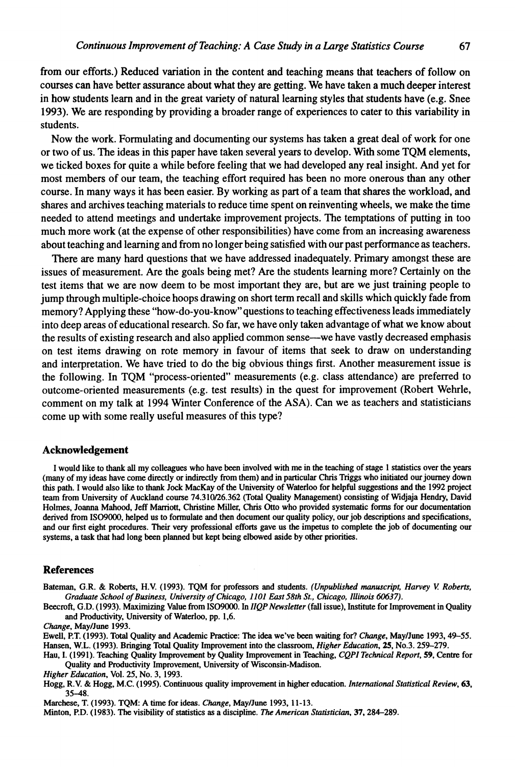from our efforts.) Reduced variation in the content and teaching means that teachers of follow on courses can have better assurance about what they are getting. We have taken a much deeper interest in how students learn and in the great variety of natural learning styles that students have (e.g. Snee 1993). We are responding by providing a broader range of experiences to cater to this variability in students.

Now the work. Formulating and documenting our systems has taken a great deal of work for one or two of us. The ideas in this paper have taken several years to develop. With some TQM elements, we ticked boxes for quite a while before feeling that we had developed any real insight. And yet for most members of our team, the teaching effort required has been no more onerous than any other course. In many ways it has been easier. By working as part of a team that shares the workload, and shares and archives teaching materials to reduce time spent on reinventing wheels, we make the time needed to attend meetings and undertake improvement projects. The temptations of putting in too much more work (at the expense of other responsibilities) have come from an increasing awareness about teaching and learning and from no longer being satisfied with our past performance as teachers.

There are many hard questions that we have addressed inadequately. Primary amongst these are issues of measurement. Are the goals being met? Are the students learning more? Certainly on the test items that we are now deem to be most important they are, but are we just training people to jump through multiple-choice hoops drawing on short term recall and skills which quickly fade from memory? Applying these "how-do-you-know" questions to teaching effectiveness leads immediately into deep areas of educational research. So far, we have only taken advantage of what we know about the results of existing research and also applied common sense—we have vastly decreased emphasis on test items drawing on rote memory in favour of items that seek to draw on understanding and interpretation. We have tried to do the big obvious things first. Another measurement issue is the following. In TQM "process-oriented" measurements (e.g. class attendance) are preferred to outcome-oriented measurements (e.g. test results) in the quest for improvement (Robert Wehrle, comment on my talk at 1994 Winter Conference of the ASA). Can we as teachers and statisticians come up with some really useful measures of this type?

## Acknowledgement

I would like to thank all my colleagues who have been involved with me in the teaching of stage 1 statistics over the years (many of my ideas have come directly or indirectly from them) and in particular Chris Triggs who initiated our journey down this path. I would also like to thank Jock MacKay of the University of Waterloo for helpful suggestions and the 1992 project team from University of Auckland course 74.310/26.362 (Total Quality Management) consisting of Widjaja Hendry, David Holmes, Joanna Mahood, Jeff Marriott, Christine Miller, Chris Otto who provided systematic forms for our documentation derived from ISO9000, helped us to formulate and then document our quality policy, our job descriptions and specifications, and our first eight procedures. Their very professional efforts gave us the impetus to complete the job of documenting our systems, a task that had long been planned but kept being elbowed aside by other priorities.

## References

Bateman, G.R. & Roberts, H.V. (1993). TQM for professors and students. *(Unpublished manuscript, Harvey V. Roberts, Graduate School of Business, University of Chicago, 1101 East 58th St., Chicago, Illinois 60637).*

Beecroft, G.D. (1993). Maximizing Value from ISO9000. In *IIQP Newsletter* (fall issue), Institute for Improvement in Quality and Productivity, University of Waterloo, pp. 1,6.

*Change*, May/June 1993.

Ewell, P.T. (1993). Total Quality and Academic Practice: The idea we've been waiting for? *Change*, May/June 1993, 49–55.

Hansen, W.L. (1993). Bringing Total Quality Improvement into the classroom, *Higher Education*, **25**, No.3. 259–279.

Hau, I. (1991). Teaching Quality Improvement by Quality Improvement in Teaching, *CQPI Technical Report*, **59**, Centre for Quality and Productivity Improvement, University of Wisconsin-Madison.

*Higher Education*, Vol. 25, No. 3, 1993.

Hogg, R.V. & Hogg, M.C. (1995). Continuous quality improvement in higher education. *International Statistical Review*, **63**, 35–48.

Marchese, T. (1993). TQM: A time for ideas. *Change*, May/June 1993, 11-13.

Minton, P.D. (1983). The visibility of statistics as a discipline. *The American Statistician*, **37**, 284–289.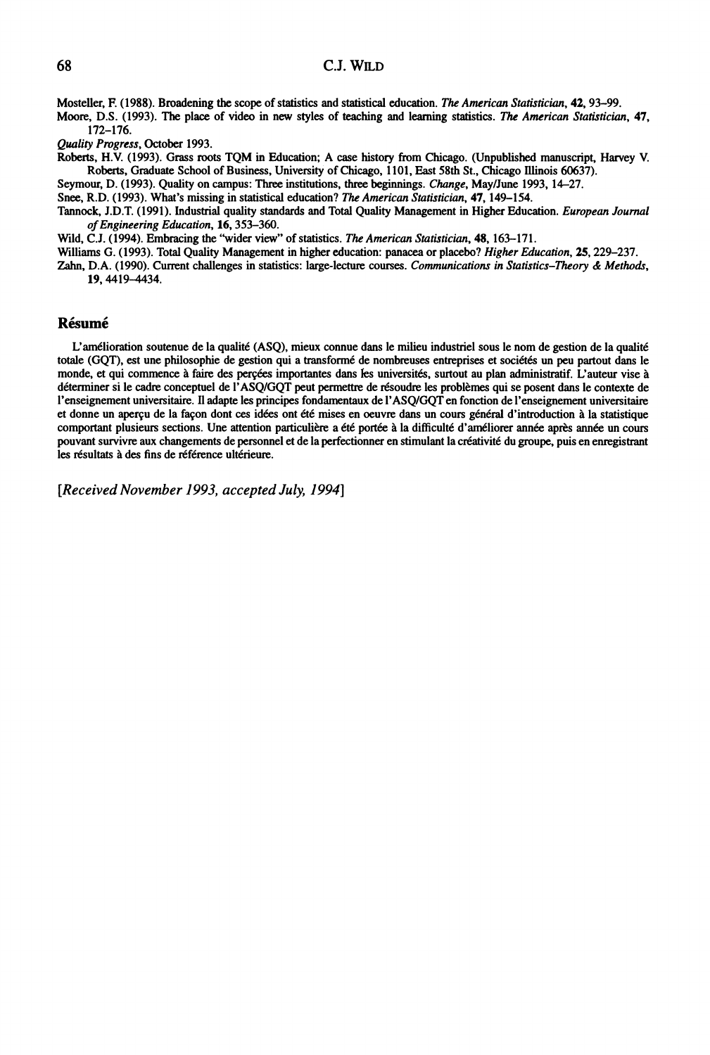Mosteller, F. (1988). Broadening the scope of statistics and statistical education. *The American Statistician*, **42**, 93–99.

Moore, D.S. (1993). The place of video in new styles of teaching and learning statistics. *The American Statistician*, **47**, 172–176.

*Quality Progress*, October 1993.

Roberts, H.V. (1993). Grass roots TQM in Education; A case history from Chicago. (Unpublished manuscript, Harvey V. Roberts, Graduate School of Business, University of Chicago, 1101, East 58th St., Chicago Illinois 60637).

Seymour, D. (1993). Quality on campus: Three institutions, three beginnings. *Change*, May/June 1993, 14–27.

Snee, R.D. (1993). What's missing in statistical education? *The American Statistician*, **47**, 149–154.

Tannock, J.D.T. (1991). Industrial quality standards and Total Quality Management in Higher Education. *European Journal of Engineering Education*, **16**, 353–360.

Wild, C.J. (1994). Embracing the "wider view" of statistics. *The American Statistician*, **48**, 163–171.

Williams G. (1993). Total Quality Management in higher education: panacea or placebo? *Higher Education*, **25**, 229–237.

Zahn, D.A. (1990). Current challenges in statistics: large-lecture courses. *Communications in Statistics–Theory & Methods*, **19**, 4419–4434.

## Résumé

L'amélioration soutenue de la qualité (ASQ), mieux connue dans le milieu industriel sous le nom de gestion de la qualité totale (GQT), est une philosophie de gestion qui a transformé de nombreuses entreprises et sociétés un peu partout dans le monde, et qui commence à faire des perçées importantes dans les universités, surtout au plan administratif. L'auteur vise à déterminer si le cadre conceptuel de l'ASQ/GQT peut permettre de résoudre les problèmes qui se posent dans le contexte de l'enseignement universitaire. Il adapte les principes fondamentaux de l'ASQ/GQT en fonction de l'enseignement universitaire et donne un aperçu de la façon dont ces idées ont été mises en oeuvre dans un cours général d'introduction à la statistique comportant plusieurs sections. Une attention particulière a été portée à la difficulté d'améliorer année après année un cours pouvant survivre aux changements de personnel et de la perfectionner en stimulant la créativité du groupe, puis en enregistrant les résultats à des fins de référence ultérieure.

*[Received November 1993, accepted July, 1994]*